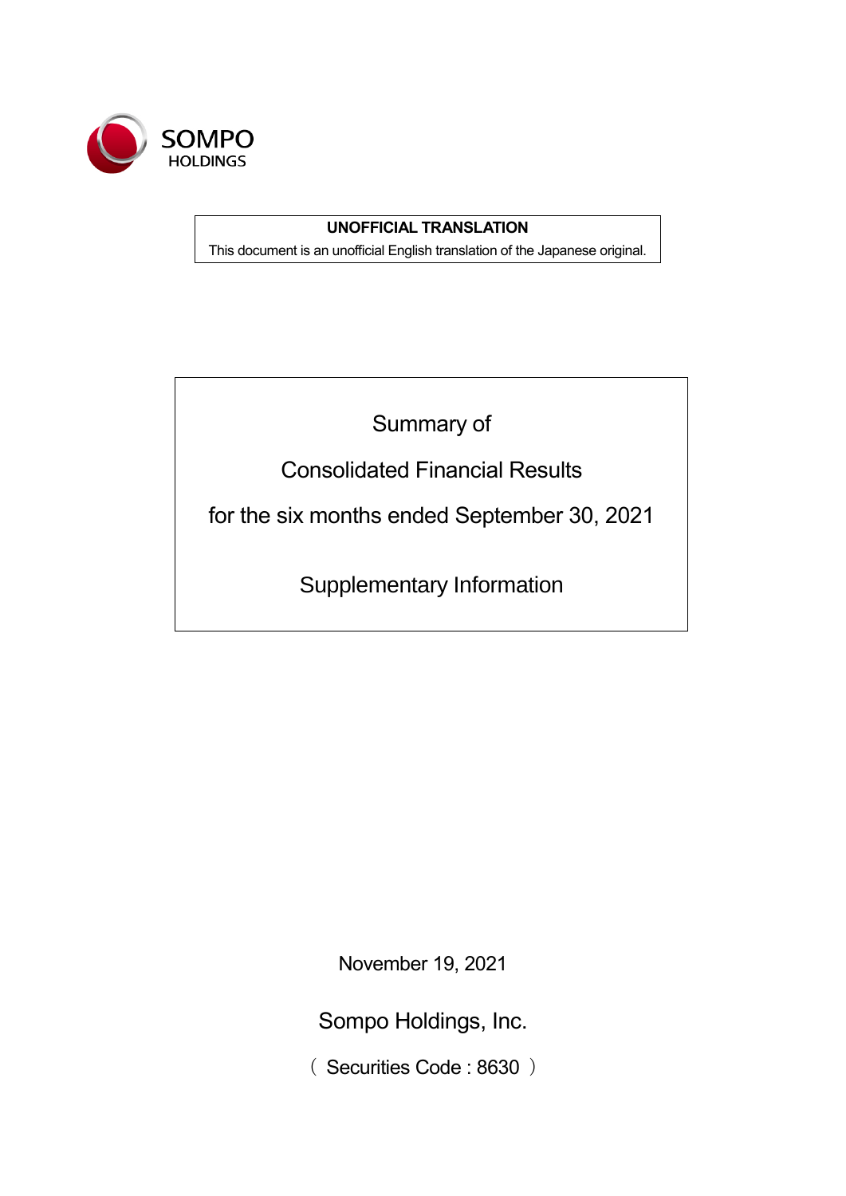SOMPO HOLDINGS

**UNOFFICIAL TRANSLATION**

This document is an unofficial English translation of the Japanese original.

# Summary of Consolidated Financial Results for the six months ended September 30, 2021

## Supplementary Information

November 19, 2021

Sompo Holdings, Inc.

（ Securities Code : 8630 ）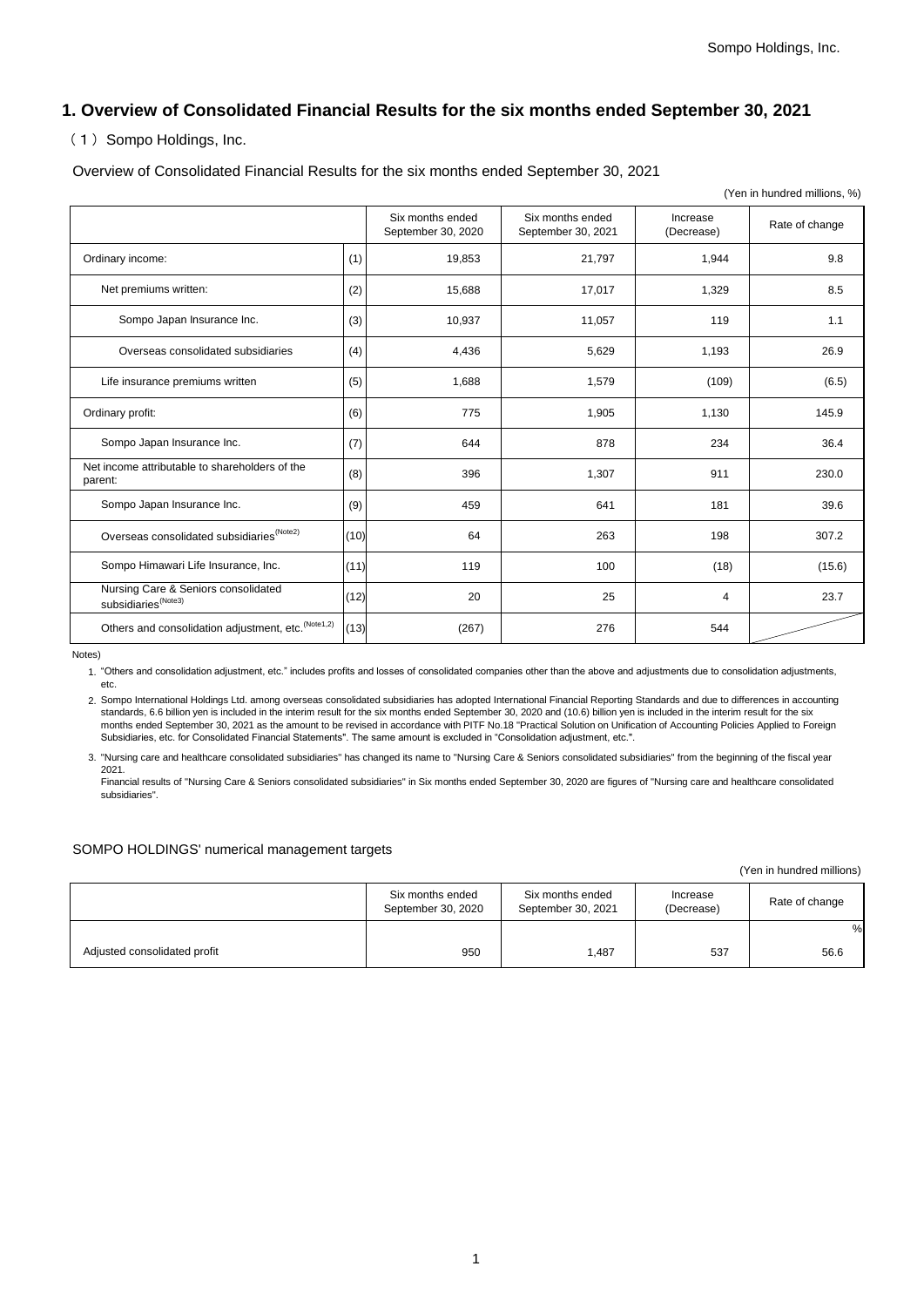## 1. Overview of Consolidated Financial Results for the six months ended September 30, 2021

### （１）Sompo Holdings, Inc.

Overview of Consolidated Financial Results for the six months ended September 30, 2021

(Yen in hundred millions, %)

| | | Six months ended September 30, 2020 | Six months ended September 30, 2021 | Increase (Decrease) | Rate of change |
|---|---|---|---|---|---|
| Ordinary income: | (1) | 19,853 | 21,797 | 1,944 | 9.8 |
| Net premiums written: | (2) | 15,688 | 17,017 | 1,329 | 8.5 |
| Sompo Japan Insurance Inc. | (3) | 10,937 | 11,057 | 119 | 1.1 |
| Overseas consolidated subsidiaries | (4) | 4,436 | 5,629 | 1,193 | 26.9 |
| Life insurance premiums written | (5) | 1,688 | 1,579 | (109) | (6.5) |
| Ordinary profit: | (6) | 775 | 1,905 | 1,130 | 145.9 |
| Sompo Japan Insurance Inc. | (7) | 644 | 878 | 234 | 36.4 |
| Net income attributable to shareholders of the parent: | (8) | 396 | 1,307 | 911 | 230.0 |
| Sompo Japan Insurance Inc. | (9) | 459 | 641 | 181 | 39.6 |
| Overseas consolidated subsidiaries(Note2) | (10) | 64 | 263 | 198 | 307.2 |
| Sompo Himawari Life Insurance, Inc. | (11) | 119 | 100 | (18) | (15.6) |
| Nursing Care & Seniors consolidated subsidiaries(Note3) | (12) | 20 | 25 | 4 | 23.7 |
| Others and consolidation adjustment, etc.(Note1,2) | (13) | (267) | 276 | 544 | |

Notes)

1. "Others and consolidation adjustment, etc." includes profits and losses of consolidated companies other than the above and adjustments due to consolidation adjustments, etc.
2. Sompo International Holdings Ltd. among overseas consolidated subsidiaries has adopted International Financial Reporting Standards and due to differences in accounting standards, 6.6 billion yen is included in the interim result for the six months ended September 30, 2020 and (10.6) billion yen is included in the interim result for the six months ended September 30, 2021 as the amount to be revised in accordance with PITF No.18 "Practical Solution on Unification of Accounting Policies Applied to Foreign Subsidiaries, etc. for Consolidated Financial Statements". The same amount is excluded in "Consolidation adjustment, etc.".
3. "Nursing care and healthcare consolidated subsidiaries" has changed its name to "Nursing Care & Seniors consolidated subsidiaries" from the beginning of the fiscal year 2021.
   Financial results of "Nursing Care & Seniors consolidated subsidiaries" in Six months ended September 30, 2020 are figures of "Nursing care and healthcare consolidated subsidiaries".

SOMPO HOLDINGS' numerical management targets

(Yen in hundred millions)

| | Six months ended September 30, 2020 | Six months ended September 30, 2021 | Increase (Decrease) | Rate of change |
|---|---|---|---|---|
| | | | | % |
| Adjusted consolidated profit | 950 | 1,487 | 537 | 56.6 |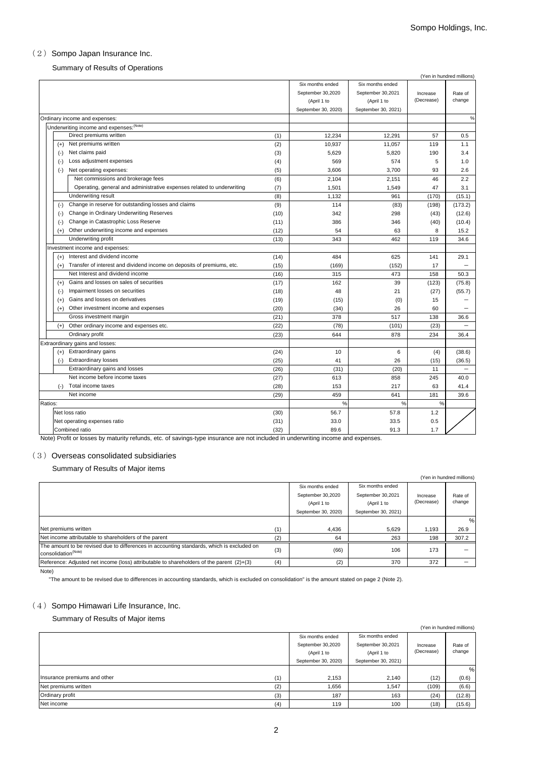## （2）Sompo Japan Insurance Inc.

### Summary of Results of Operations

(Yen in hundred millions)

| | | | Six months ended September 30,2020 (April 1 to September 30, 2020) | Six months ended September 30,2021 (April 1 to September 30, 2021) | Increase (Decrease) | Rate of change |
|---|---|---|---|---|---|---|
| Ordinary income and expenses: | | | | | | % |
| Underwriting income and expenses:[(Note)] | | | | | | |
| | Direct premiums written | (1) | 12,234 | 12,291 | 57 | 0.5 |
| (+) | Net premiums written | (2) | 10,937 | 11,057 | 119 | 1.1 |
| (-) | Net claims paid | (3) | 5,629 | 5,820 | 190 | 3.4 |
| (-) | Loss adjustment expenses | (4) | 569 | 574 | 5 | 1.0 |
| (-) | Net operating expenses: | (5) | 3,606 | 3,700 | 93 | 2.6 |
| | Net commissions and brokerage fees | (6) | 2,104 | 2,151 | 46 | 2.2 |
| | Operating, general and administrative expenses related to underwriting | (7) | 1,501 | 1,549 | 47 | 3.1 |
| | Underwriting result | (8) | 1,132 | 961 | (170) | (15.1) |
| (-) | Change in reserve for outstanding losses and claims | (9) | 114 | (83) | (198) | (173.2) |
| (-) | Change in Ordinary Underwriting Reserves | (10) | 342 | 298 | (43) | (12.6) |
| (-) | Change in Catastrophic Loss Reserve | (11) | 386 | 346 | (40) | (10.4) |
| (+) | Other underwriting income and expenses | (12) | 54 | 63 | 8 | 15.2 |
| | Underwriting profit | (13) | 343 | 462 | 119 | 34.6 |
| Investment income and expenses: | | | | | | |
| (+) | Interest and dividend income | (14) | 484 | 625 | 141 | 29.1 |
| (+) | Transfer of interest and dividend income on deposits of premiums, etc. | (15) | (169) | (152) | 17 | － |
| | Net Interest and dividend income | (16) | 315 | 473 | 158 | 50.3 |
| (+) | Gains and losses on sales of securities | (17) | 162 | 39 | (123) | (75.8) |
| (-) | Impairment losses on securities | (18) | 48 | 21 | (27) | (55.7) |
| (+) | Gains and losses on derivatives | (19) | (15) | (0) | 15 | － |
| (+) | Other investment income and expenses | (20) | (34) | 26 | 60 | － |
| | Gross investment margin | (21) | 378 | 517 | 138 | 36.6 |
| (+) | Other ordinary income and expenses etc. | (22) | (78) | (101) | (23) | － |
| | Ordinary profit | (23) | 644 | 878 | 234 | 36.4 |
| Extraordinary gains and losses: | | | | | | |
| (+) | Extraordinary gains | (24) | 10 | 6 | (4) | (38.6) |
| (-) | Extraordinary losses | (25) | 41 | 26 | (15) | (36.5) |
| | Extraordinary gains and losses | (26) | (31) | (20) | 11 | － |
| | Net income before income taxes | (27) | 613 | 858 | 245 | 40.0 |
| (-) | Total income taxes | (28) | 153 | 217 | 63 | 41.4 |
| | Net income | (29) | 459 | 641 | 181 | 39.6 |
| Ratios: | | | % | % | % | |
| | Net loss ratio | (30) | 56.7 | 57.8 | 1.2 | |
| | Net operating expenses ratio | (31) | 33.0 | 33.5 | 0.5 | |
| | Combined ratio | (32) | 89.6 | 91.3 | 1.7 | |

Note) Profit or losses by maturity refunds, etc. of savings-type insurance are not included in underwriting income and expenses.

## （3）Overseas consolidated subsidiaries

### Summary of Results of Major items

(Yen in hundred millions)

| | | Six months ended September 30,2020 (April 1 to September 30, 2020) | Six months ended September 30,2021 (April 1 to September 30, 2021) | Increase (Decrease) | Rate of change |
|---|---|---|---|---|---|
| | | | | | % |
| Net premiums written | (1) | 4,436 | 5,629 | 1,193 | 26.9 |
| Net income attributable to shareholders of the parent | (2) | 64 | 263 | 198 | 307.2 |
| The amount to be revised due to differences in accounting standards, which is excluded on consolidation[(Note)] | (3) | (66) | 106 | 173 | － |
| Reference: Adjusted net income (loss) attributable to shareholders of the parent (2)+(3) | (4) | (2) | 370 | 372 | － |

Note)

"The amount to be revised due to differences in accounting standards, which is excluded on consolidation" is the amount stated on page 2 (Note 2).

## （4）Sompo Himawari Life Insurance, Inc.

### Summary of Results of Major items

(Yen in hundred millions)

| | | Six months ended September 30,2020 (April 1 to September 30, 2020) | Six months ended September 30,2021 (April 1 to September 30, 2021) | Increase (Decrease) | Rate of change |
|---|---|---|---|---|---|
| | | | | | % |
| Insurance premiums and other | (1) | 2,153 | 2,140 | (12) | (0.6) |
| Net premiums written | (2) | 1,656 | 1,547 | (109) | (6.6) |
| Ordinary profit | (3) | 187 | 163 | (24) | (12.8) |
| Net income | (4) | 119 | 100 | (18) | (15.6) |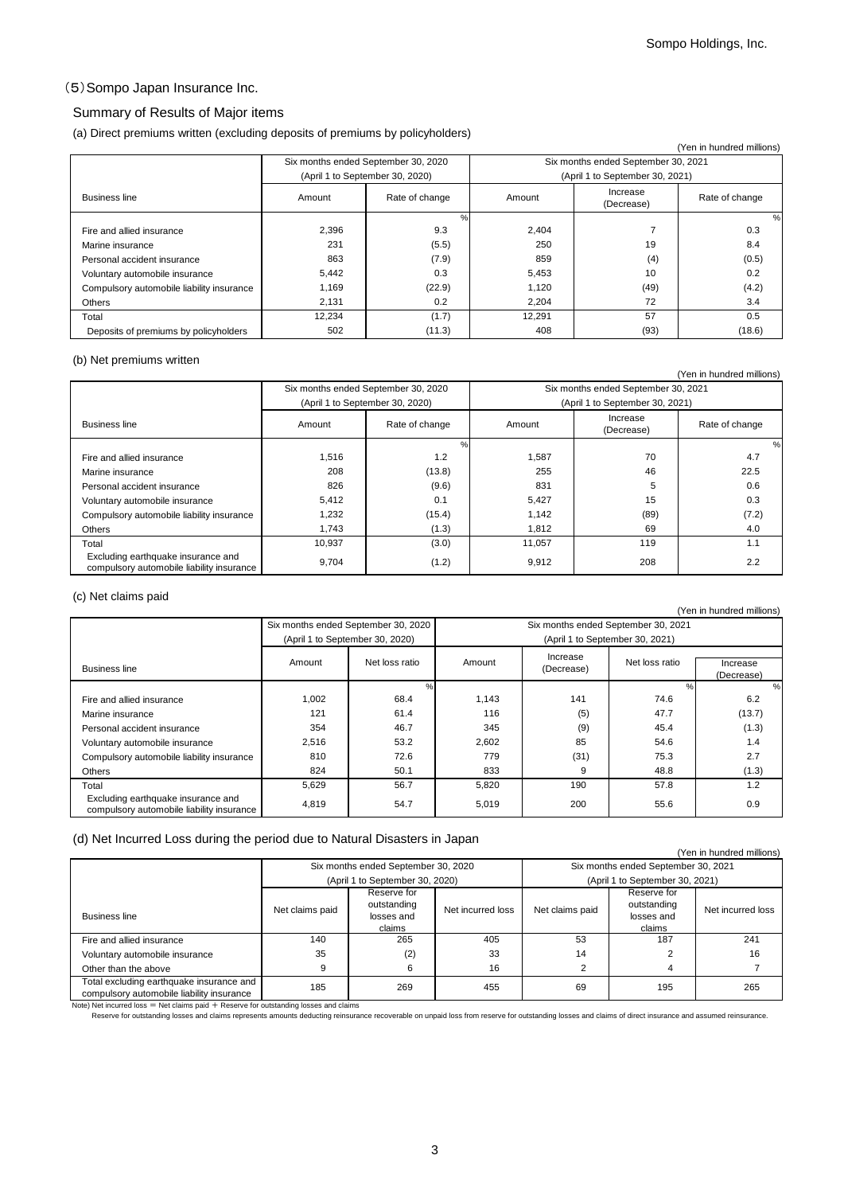## (5) Sompo Japan Insurance Inc.

### Summary of Results of Major items

(a) Direct premiums written (excluding deposits of premiums by policyholders)

(Yen in hundred millions)

| Business line | Six months ended September 30, 2020 (April 1 to September 30, 2020) | | Six months ended September 30, 2021 (April 1 to September 30, 2021) | | |
|---|---|---|---|---|---|
| | Amount | Rate of change | Amount | Increase (Decrease) | Rate of change |
| | | % | | | % |
| Fire and allied insurance | 2,396 | 9.3 | 2,404 | 7 | 0.3 |
| Marine insurance | 231 | (5.5) | 250 | 19 | 8.4 |
| Personal accident insurance | 863 | (7.9) | 859 | (4) | (0.5) |
| Voluntary automobile insurance | 5,442 | 0.3 | 5,453 | 10 | 0.2 |
| Compulsory automobile liability insurance | 1,169 | (22.9) | 1,120 | (49) | (4.2) |
| Others | 2,131 | 0.2 | 2,204 | 72 | 3.4 |
| Total | 12,234 | (1.7) | 12,291 | 57 | 0.5 |
| Deposits of premiums by policyholders | 502 | (11.3) | 408 | (93) | (18.6) |

(b) Net premiums written

(Yen in hundred millions)

| Business line | Six months ended September 30, 2020 (April 1 to September 30, 2020) | | Six months ended September 30, 2021 (April 1 to September 30, 2021) | | |
|---|---|---|---|---|---|
| | Amount | Rate of change | Amount | Increase (Decrease) | Rate of change |
| | | % | | | % |
| Fire and allied insurance | 1,516 | 1.2 | 1,587 | 70 | 4.7 |
| Marine insurance | 208 | (13.8) | 255 | 46 | 22.5 |
| Personal accident insurance | 826 | (9.6) | 831 | 5 | 0.6 |
| Voluntary automobile insurance | 5,412 | 0.1 | 5,427 | 15 | 0.3 |
| Compulsory automobile liability insurance | 1,232 | (15.4) | 1,142 | (89) | (7.2) |
| Others | 1,743 | (1.3) | 1,812 | 69 | 4.0 |
| Total | 10,937 | (3.0) | 11,057 | 119 | 1.1 |
| Excluding earthquake insurance and compulsory automobile liability insurance | 9,704 | (1.2) | 9,912 | 208 | 2.2 |

(c) Net claims paid

(Yen in hundred millions)

| Business line | Six months ended September 30, 2020 (April 1 to September 30, 2020) | | Six months ended September 30, 2021 (April 1 to September 30, 2021) | | | |
|---|---|---|---|---|---|---|
| | Amount | Net loss ratio | Amount | Increase (Decrease) | Net loss ratio | Increase (Decrease) |
| | | % | | | % | % |
| Fire and allied insurance | 1,002 | 68.4 | 1,143 | 141 | 74.6 | 6.2 |
| Marine insurance | 121 | 61.4 | 116 | (5) | 47.7 | (13.7) |
| Personal accident insurance | 354 | 46.7 | 345 | (9) | 45.4 | (1.3) |
| Voluntary automobile insurance | 2,516 | 53.2 | 2,602 | 85 | 54.6 | 1.4 |
| Compulsory automobile liability insurance | 810 | 72.6 | 779 | (31) | 75.3 | 2.7 |
| Others | 824 | 50.1 | 833 | 9 | 48.8 | (1.3) |
| Total | 5,629 | 56.7 | 5,820 | 190 | 57.8 | 1.2 |
| Excluding earthquake insurance and compulsory automobile liability insurance | 4,819 | 54.7 | 5,019 | 200 | 55.6 | 0.9 |

(d) Net Incurred Loss during the period due to Natural Disasters in Japan

(Yen in hundred millions)

| Business line | Six months ended September 30, 2020 (April 1 to September 30, 2020) | | | Six months ended September 30, 2021 (April 1 to September 30, 2021) | | |
|---|---|---|---|---|---|---|
| | Net claims paid | Reserve for outstanding losses and claims | Net incurred loss | Net claims paid | Reserve for outstanding losses and claims | Net incurred loss |
| Fire and allied insurance | 140 | 265 | 405 | 53 | 187 | 241 |
| Voluntary automobile insurance | 35 | (2) | 33 | 14 | 2 | 16 |
| Other than the above | 9 | 6 | 16 | 2 | 4 | 7 |
| Total excluding earthquake insurance and compulsory automobile liability insurance | 185 | 269 | 455 | 69 | 195 | 265 |

Note) Net incurred loss = Net claims paid + Reserve for outstanding losses and claims

Reserve for outstanding losses and claims represents amounts deducting reinsurance recoverable on unpaid loss from reserve for outstanding losses and claims of direct insurance and assumed reinsurance.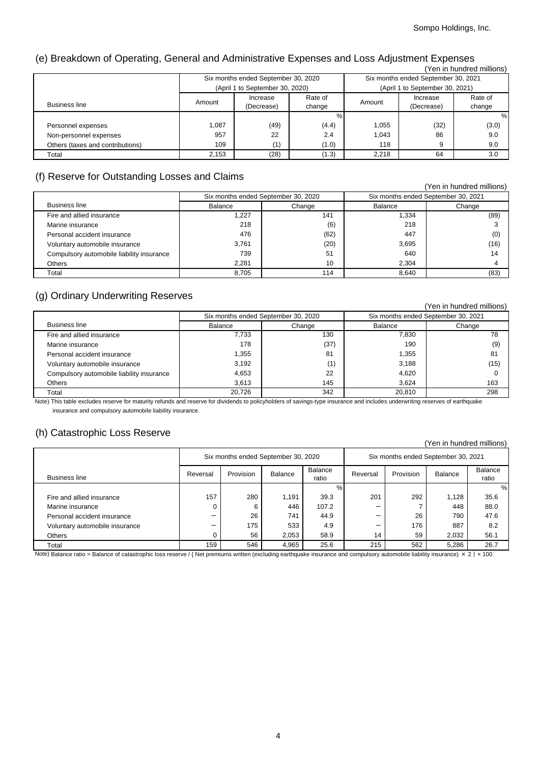### (e) Breakdown of Operating, General and Administrative Expenses and Loss Adjustment Expenses

(Yen in hundred millions)

| Business line | Six months ended September 30, 2020 (April 1 to September 30, 2020) | | | Six months ended September 30, 2021 (April 1 to September 30, 2021) | | |
|---|---|---|---|---|---|---|
| | Amount | Increase (Decrease) | Rate of change | Amount | Increase (Decrease) | Rate of change |
| | | | % | | | % |
| Personnel expenses | 1,087 | (49) | (4.4) | 1,055 | (32) | (3.0) |
| Non-personnel expenses | 957 | 22 | 2.4 | 1,043 | 86 | 9.0 |
| Others (taxes and contributions) | 109 | (1) | (1.0) | 118 | 9 | 9.0 |
| Total | 2,153 | (28) | (1.3) | 2,218 | 64 | 3.0 |

### (f) Reserve for Outstanding Losses and Claims

(Yen in hundred millions)

| Business line | Six months ended September 30, 2020 | | Six months ended September 30, 2021 | |
|---|---|---|---|---|
| | Balance | Change | Balance | Change |
| Fire and allied insurance | 1,227 | 141 | 1,334 | (89) |
| Marine insurance | 218 | (6) | 218 | 3 |
| Personal accident insurance | 476 | (62) | 447 | (0) |
| Voluntary automobile insurance | 3,761 | (20) | 3,695 | (16) |
| Compulsory automobile liability insurance | 739 | 51 | 640 | 14 |
| Others | 2,281 | 10 | 2,304 | 4 |
| Total | 8,705 | 114 | 8,640 | (83) |

### (g) Ordinary Underwriting Reserves

(Yen in hundred millions)

| Business line | Six months ended September 30, 2020 | | Six months ended September 30, 2021 | |
|---|---|---|---|---|
| | Balance | Change | Balance | Change |
| Fire and allied insurance | 7,733 | 130 | 7,830 | 78 |
| Marine insurance | 178 | (37) | 190 | (9) |
| Personal accident insurance | 1,355 | 81 | 1,355 | 81 |
| Voluntary automobile insurance | 3,192 | (1) | 3,188 | (15) |
| Compulsory automobile liability insurance | 4,653 | 22 | 4,620 | 0 |
| Others | 3,613 | 145 | 3,624 | 163 |
| Total | 20,726 | 342 | 20,810 | 298 |

Note) This table excludes reserve for maturity refunds and reserve for dividends to policyholders of savings-type insurance and includes underwriting reserves of earthquake insurance and compulsory automobile liability insurance.

### (h) Catastrophic Loss Reserve

(Yen in hundred millions)

| Business line | Six months ended September 30, 2020 | | | | Six months ended September 30, 2021 | | | |
|---|---|---|---|---|---|---|---|---|
| | Reversal | Provision | Balance | Balance ratio | Reversal | Provision | Balance | Balance ratio |
| | | | | % | | | | % |
| Fire and allied insurance | 157 | 280 | 1,191 | 39.3 | 201 | 292 | 1,128 | 35.6 |
| Marine insurance | 0 | 6 | 446 | 107.2 | ― | 7 | 448 | 88.0 |
| Personal accident insurance | ― | 26 | 741 | 44.9 | ― | 26 | 790 | 47.6 |
| Voluntary automobile insurance | ― | 175 | 533 | 4.9 | ― | 176 | 887 | 8.2 |
| Others | 0 | 56 | 2,053 | 58.9 | 14 | 59 | 2,032 | 56.1 |
| Total | 159 | 546 | 4,965 | 25.6 | 215 | 562 | 5,286 | 26.7 |

Note) Balance ratio = Balance of catastrophic loss reserve / { Net premiums written (excluding earthquake insurance and compulsory automobile liability insurance) × 2 } × 100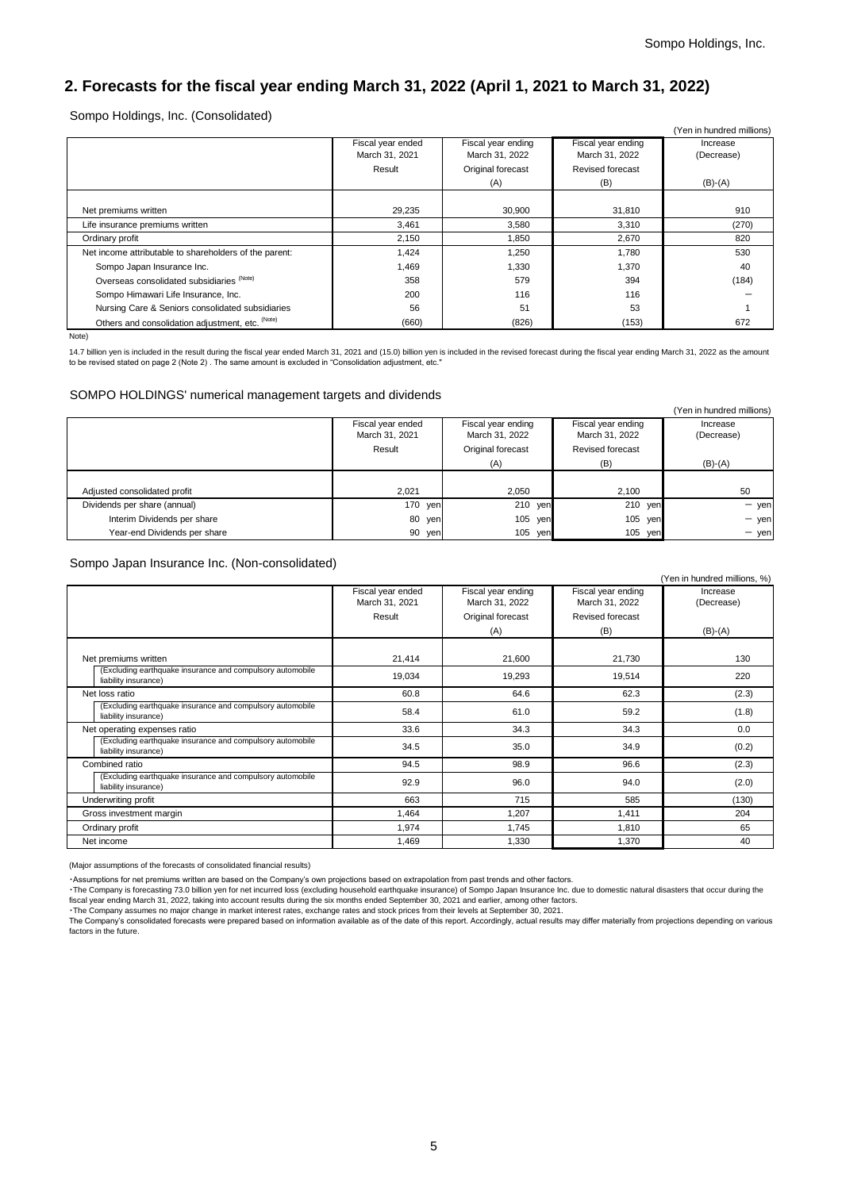## 2. Forecasts for the fiscal year ending March 31, 2022 (April 1, 2021 to March 31, 2022)

Sompo Holdings, Inc. (Consolidated)

(Yen in hundred millions)

| | Fiscal year ended March 31, 2021 Result | Fiscal year ending March 31, 2022 Original forecast (A) | Fiscal year ending March 31, 2022 Revised forecast (B) | Increase (Decrease) (B)-(A) |
|---|---|---|---|---|
| Net premiums written | 29,235 | 30,900 | 31,810 | 910 |
| Life insurance premiums written | 3,461 | 3,580 | 3,310 | (270) |
| Ordinary profit | 2,150 | 1,850 | 2,670 | 820 |
| Net income attributable to shareholders of the parent: | 1,424 | 1,250 | 1,780 | 530 |
| Sompo Japan Insurance Inc. | 1,469 | 1,330 | 1,370 | 40 |
| Overseas consolidated subsidiaries (Note) | 358 | 579 | 394 | (184) |
| Sompo Himawari Life Insurance, Inc. | 200 | 116 | 116 | － |
| Nursing Care & Seniors consolidated subsidiaries | 56 | 51 | 53 | 1 |
| Others and consolidation adjustment, etc. (Note) | (660) | (826) | (153) | 672 |

Note)

14.7 billion yen is included in the result during the fiscal year ended March 31, 2021 and (15.0) billion yen is included in the revised forecast during the fiscal year ending March 31, 2022 as the amount to be revised stated on page 2 (Note 2) . The same amount is excluded in "Consolidation adjustment, etc."

SOMPO HOLDINGS' numerical management targets and dividends

(Yen in hundred millions)

| | Fiscal year ended March 31, 2021 Result | Fiscal year ending March 31, 2022 Original forecast (A) | Fiscal year ending March 31, 2022 Revised forecast (B) | Increase (Decrease) (B)-(A) |
|---|---|---|---|---|
| Adjusted consolidated profit | 2,021 | 2,050 | 2,100 | 50 |
| Dividends per share (annual) | 170 yen | 210 yen | 210 yen | － yen |
| Interim Dividends per share | 80 yen | 105 yen | 105 yen | － yen |
| Year-end Dividends per share | 90 yen | 105 yen | 105 yen | － yen |

Sompo Japan Insurance Inc. (Non-consolidated)

(Yen in hundred millions, %)

| | Fiscal year ended March 31, 2021 Result | Fiscal year ending March 31, 2022 Original forecast (A) | Fiscal year ending March 31, 2022 Revised forecast (B) | Increase (Decrease) (B)-(A) |
|---|---|---|---|---|
| Net premiums written | 21,414 | 21,600 | 21,730 | 130 |
| (Excluding earthquake insurance and compulsory automobile liability insurance) | 19,034 | 19,293 | 19,514 | 220 |
| Net loss ratio | 60.8 | 64.6 | 62.3 | (2.3) |
| (Excluding earthquake insurance and compulsory automobile liability insurance) | 58.4 | 61.0 | 59.2 | (1.8) |
| Net operating expenses ratio | 33.6 | 34.3 | 34.3 | 0.0 |
| (Excluding earthquake insurance and compulsory automobile liability insurance) | 34.5 | 35.0 | 34.9 | (0.2) |
| Combined ratio | 94.5 | 98.9 | 96.6 | (2.3) |
| (Excluding earthquake insurance and compulsory automobile liability insurance) | 92.9 | 96.0 | 94.0 | (2.0) |
| Underwriting profit | 663 | 715 | 585 | (130) |
| Gross investment margin | 1,464 | 1,207 | 1,411 | 204 |
| Ordinary profit | 1,974 | 1,745 | 1,810 | 65 |
| Net income | 1,469 | 1,330 | 1,370 | 40 |

(Major assumptions of the forecasts of consolidated financial results)

・Assumptions for net premiums written are based on the Company's own projections based on extrapolation from past trends and other factors.
・The Company is forecasting 73.0 billion yen for net incurred loss (excluding household earthquake insurance) of Sompo Japan Insurance Inc. due to domestic natural disasters that occur during the fiscal year ending March 31, 2022, taking into account results during the six months ended September 30, 2021 and earlier, among other factors.
・The Company assumes no major change in market interest rates, exchange rates and stock prices from their levels at September 30, 2021.
The Company's consolidated forecasts were prepared based on information available as of the date of this report. Accordingly, actual results may differ materially from projections depending on various factors in the future.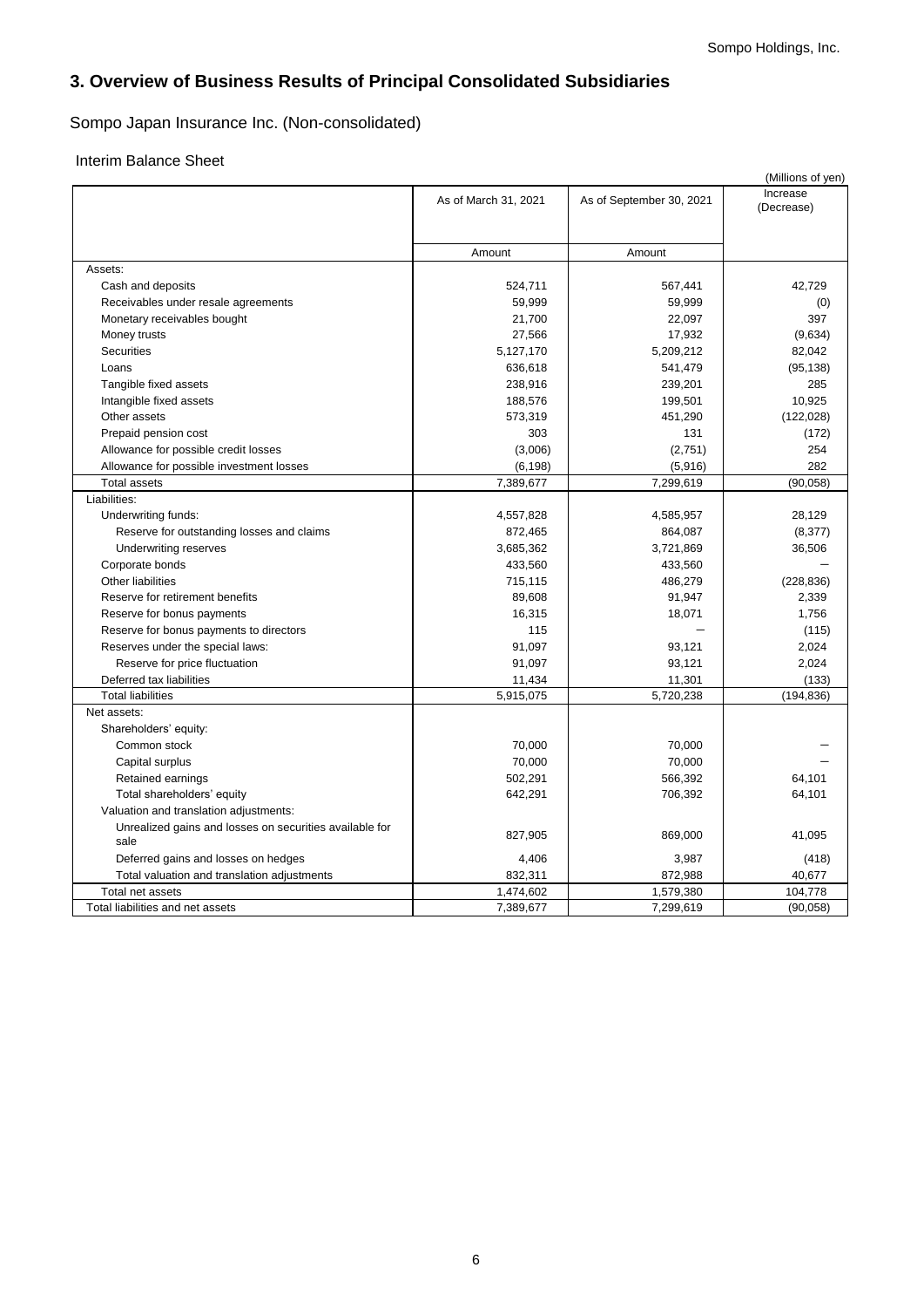## 3. Overview of Business Results of Principal Consolidated Subsidiaries

Sompo Japan Insurance Inc. (Non-consolidated)

Interim Balance Sheet

(Millions of yen)

| | As of March 31, 2021 | As of September 30, 2021 | Increase (Decrease) |
|---|---|---|---|
| | Amount | Amount | |
| Assets: | | | |
| Cash and deposits | 524,711 | 567,441 | 42,729 |
| Receivables under resale agreements | 59,999 | 59,999 | (0) |
| Monetary receivables bought | 21,700 | 22,097 | 397 |
| Money trusts | 27,566 | 17,932 | (9,634) |
| Securities | 5,127,170 | 5,209,212 | 82,042 |
| Loans | 636,618 | 541,479 | (95,138) |
| Tangible fixed assets | 238,916 | 239,201 | 285 |
| Intangible fixed assets | 188,576 | 199,501 | 10,925 |
| Other assets | 573,319 | 451,290 | (122,028) |
| Prepaid pension cost | 303 | 131 | (172) |
| Allowance for possible credit losses | (3,006) | (2,751) | 254 |
| Allowance for possible investment losses | (6,198) | (5,916) | 282 |
| Total assets | 7,389,677 | 7,299,619 | (90,058) |
| Liabilities: | | | |
| Underwriting funds: | 4,557,828 | 4,585,957 | 28,129 |
| Reserve for outstanding losses and claims | 872,465 | 864,087 | (8,377) |
| Underwriting reserves | 3,685,362 | 3,721,869 | 36,506 |
| Corporate bonds | 433,560 | 433,560 | − |
| Other liabilities | 715,115 | 486,279 | (228,836) |
| Reserve for retirement benefits | 89,608 | 91,947 | 2,339 |
| Reserve for bonus payments | 16,315 | 18,071 | 1,756 |
| Reserve for bonus payments to directors | 115 | − | (115) |
| Reserves under the special laws: | 91,097 | 93,121 | 2,024 |
| Reserve for price fluctuation | 91,097 | 93,121 | 2,024 |
| Deferred tax liabilities | 11,434 | 11,301 | (133) |
| Total liabilities | 5,915,075 | 5,720,238 | (194,836) |
| Net assets: | | | |
| Shareholders' equity: | | | |
| Common stock | 70,000 | 70,000 | − |
| Capital surplus | 70,000 | 70,000 | − |
| Retained earnings | 502,291 | 566,392 | 64,101 |
| Total shareholders' equity | 642,291 | 706,392 | 64,101 |
| Valuation and translation adjustments: | | | |
| Unrealized gains and losses on securities available for sale | 827,905 | 869,000 | 41,095 |
| Deferred gains and losses on hedges | 4,406 | 3,987 | (418) |
| Total valuation and translation adjustments | 832,311 | 872,988 | 40,677 |
| Total net assets | 1,474,602 | 1,579,380 | 104,778 |
| Total liabilities and net assets | 7,389,677 | 7,299,619 | (90,058) |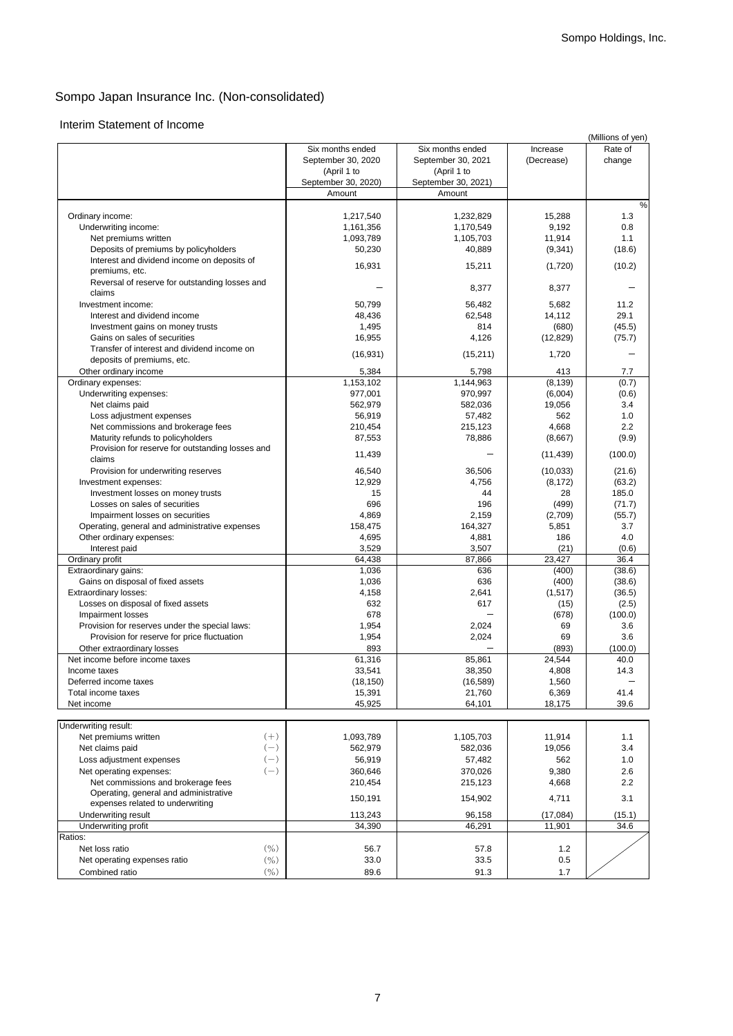# Sompo Japan Insurance Inc. (Non-consolidated)

## Interim Statement of Income

(Millions of yen)

| | Six months ended September 30, 2020 (April 1 to September 30, 2020) | Six months ended September 30, 2021 (April 1 to September 30, 2021) | Increase (Decrease) | Rate of change |
|---|---|---|---|---|
| | Amount | Amount | | |
| | | | | % |
| Ordinary income: | 1,217,540 | 1,232,829 | 15,288 | 1.3 |
| Underwriting income: | 1,161,356 | 1,170,549 | 9,192 | 0.8 |
| Net premiums written | 1,093,789 | 1,105,703 | 11,914 | 1.1 |
| Deposits of premiums by policyholders | 50,230 | 40,889 | (9,341) | (18.6) |
| Interest and dividend income on deposits of premiums, etc. | 16,931 | 15,211 | (1,720) | (10.2) |
| Reversal of reserve for outstanding losses and claims | － | 8,377 | 8,377 | － |
| Investment income: | 50,799 | 56,482 | 5,682 | 11.2 |
| Interest and dividend income | 48,436 | 62,548 | 14,112 | 29.1 |
| Investment gains on money trusts | 1,495 | 814 | (680) | (45.5) |
| Gains on sales of securities | 16,955 | 4,126 | (12,829) | (75.7) |
| Transfer of interest and dividend income on deposits of premiums, etc. | (16,931) | (15,211) | 1,720 | － |
| Other ordinary income | 5,384 | 5,798 | 413 | 7.7 |
| Ordinary expenses: | 1,153,102 | 1,144,963 | (8,139) | (0.7) |
| Underwriting expenses: | 977,001 | 970,997 | (6,004) | (0.6) |
| Net claims paid | 562,979 | 582,036 | 19,056 | 3.4 |
| Loss adjustment expenses | 56,919 | 57,482 | 562 | 1.0 |
| Net commissions and brokerage fees | 210,454 | 215,123 | 4,668 | 2.2 |
| Maturity refunds to policyholders | 87,553 | 78,886 | (8,667) | (9.9) |
| Provision for reserve for outstanding losses and claims | 11,439 | － | (11,439) | (100.0) |
| Provision for underwriting reserves | 46,540 | 36,506 | (10,033) | (21.6) |
| Investment expenses: | 12,929 | 4,756 | (8,172) | (63.2) |
| Investment losses on money trusts | 15 | 44 | 28 | 185.0 |
| Losses on sales of securities | 696 | 196 | (499) | (71.7) |
| Impairment losses on securities | 4,869 | 2,159 | (2,709) | (55.7) |
| Operating, general and administrative expenses | 158,475 | 164,327 | 5,851 | 3.7 |
| Other ordinary expenses: | 4,695 | 4,881 | 186 | 4.0 |
| Interest paid | 3,529 | 3,507 | (21) | (0.6) |
| Ordinary profit | 64,438 | 87,866 | 23,427 | 36.4 |
| Extraordinary gains: | 1,036 | 636 | (400) | (38.6) |
| Gains on disposal of fixed assets | 1,036 | 636 | (400) | (38.6) |
| Extraordinary losses: | 4,158 | 2,641 | (1,517) | (36.5) |
| Losses on disposal of fixed assets | 632 | 617 | (15) | (2.5) |
| Impairment losses | 678 | － | (678) | (100.0) |
| Provision for reserves under the special laws: | 1,954 | 2,024 | 69 | 3.6 |
| Provision for reserve for price fluctuation | 1,954 | 2,024 | 69 | 3.6 |
| Other extraordinary losses | 893 | － | (893) | (100.0) |
| Net income before income taxes | 61,316 | 85,861 | 24,544 | 40.0 |
| Income taxes | 33,541 | 38,350 | 4,808 | 14.3 |
| Deferred income taxes | (18,150) | (16,589) | 1,560 | － |
| Total income taxes | 15,391 | 21,760 | 6,369 | 41.4 |
| Net income | 45,925 | 64,101 | 18,175 | 39.6 |

| | | | | |
|---|---|---|---|---|
| Underwriting result: | | | | |
| Net premiums written (＋) | 1,093,789 | 1,105,703 | 11,914 | 1.1 |
| Net claims paid (－) | 562,979 | 582,036 | 19,056 | 3.4 |
| Loss adjustment expenses (－) | 56,919 | 57,482 | 562 | 1.0 |
| Net operating expenses: (－) | 360,646 | 370,026 | 9,380 | 2.6 |
| Net commissions and brokerage fees | 210,454 | 215,123 | 4,668 | 2.2 |
| Operating, general and administrative expenses related to underwriting | 150,191 | 154,902 | 4,711 | 3.1 |
| Underwriting result | 113,243 | 96,158 | (17,084) | (15.1) |
| Underwriting profit | 34,390 | 46,291 | 11,901 | 34.6 |
| Ratios: | | | | |
| Net loss ratio (%) | 56.7 | 57.8 | 1.2 | |
| Net operating expenses ratio (%) | 33.0 | 33.5 | 0.5 | |
| Combined ratio (%) | 89.6 | 91.3 | 1.7 | |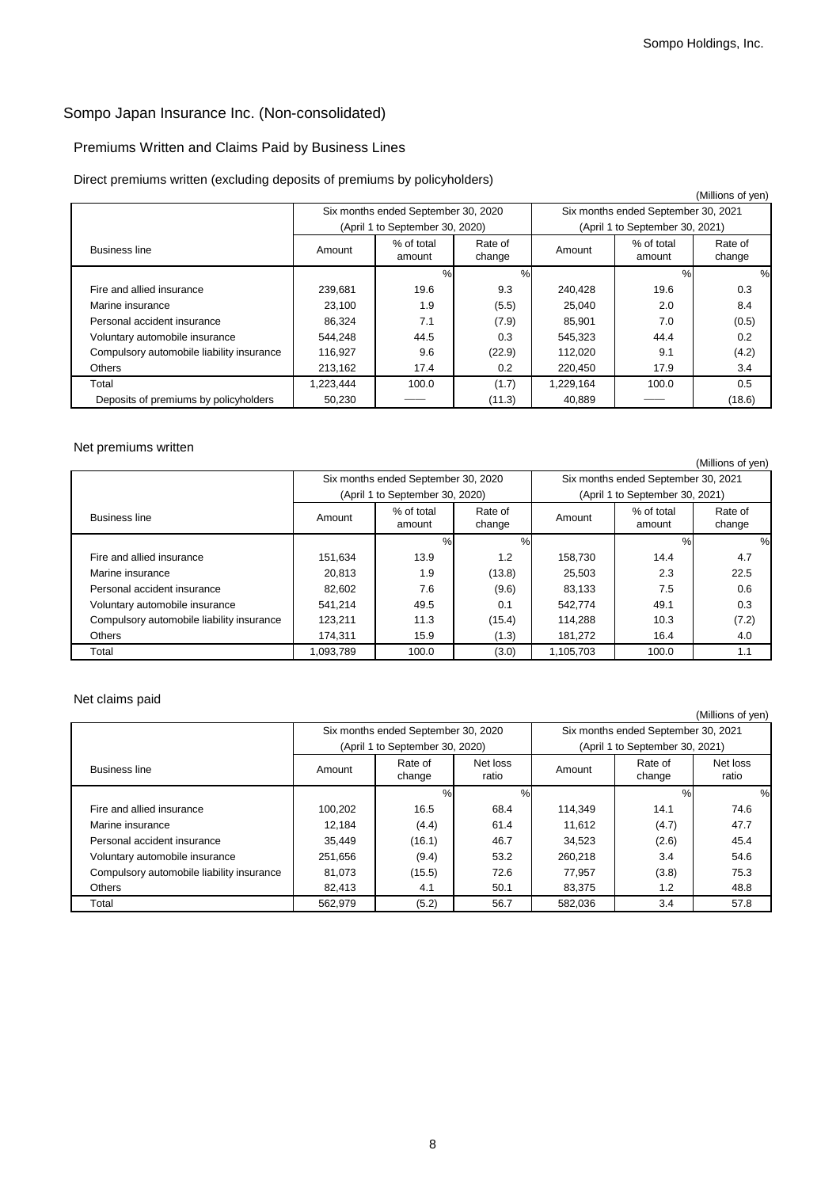# Sompo Japan Insurance Inc. (Non-consolidated)

## Premiums Written and Claims Paid by Business Lines

### Direct premiums written (excluding deposits of premiums by policyholders)

(Millions of yen)

| Business line | Six months ended September 30, 2020 (April 1 to September 30, 2020) | | | Six months ended September 30, 2021 (April 1 to September 30, 2021) | | |
|---|---|---|---|---|---|---|
| | Amount | % of total amount | Rate of change | Amount | % of total amount | Rate of change |
| | | % | % | | % | % |
| Fire and allied insurance | 239,681 | 19.6 | 9.3 | 240,428 | 19.6 | 0.3 |
| Marine insurance | 23,100 | 1.9 | (5.5) | 25,040 | 2.0 | 8.4 |
| Personal accident insurance | 86,324 | 7.1 | (7.9) | 85,901 | 7.0 | (0.5) |
| Voluntary automobile insurance | 544,248 | 44.5 | 0.3 | 545,323 | 44.4 | 0.2 |
| Compulsory automobile liability insurance | 116,927 | 9.6 | (22.9) | 112,020 | 9.1 | (4.2) |
| Others | 213,162 | 17.4 | 0.2 | 220,450 | 17.9 | 3.4 |
| Total | 1,223,444 | 100.0 | (1.7) | 1,229,164 | 100.0 | 0.5 |
| Deposits of premiums by policyholders | 50,230 | —— | (11.3) | 40,889 | —— | (18.6) |

### Net premiums written

(Millions of yen)

| Business line | Six months ended September 30, 2020 (April 1 to September 30, 2020) | | | Six months ended September 30, 2021 (April 1 to September 30, 2021) | | |
|---|---|---|---|---|---|---|
| | Amount | % of total amount | Rate of change | Amount | % of total amount | Rate of change |
| | | % | % | | % | % |
| Fire and allied insurance | 151,634 | 13.9 | 1.2 | 158,730 | 14.4 | 4.7 |
| Marine insurance | 20,813 | 1.9 | (13.8) | 25,503 | 2.3 | 22.5 |
| Personal accident insurance | 82,602 | 7.6 | (9.6) | 83,133 | 7.5 | 0.6 |
| Voluntary automobile insurance | 541,214 | 49.5 | 0.1 | 542,774 | 49.1 | 0.3 |
| Compulsory automobile liability insurance | 123,211 | 11.3 | (15.4) | 114,288 | 10.3 | (7.2) |
| Others | 174,311 | 15.9 | (1.3) | 181,272 | 16.4 | 4.0 |
| Total | 1,093,789 | 100.0 | (3.0) | 1,105,703 | 100.0 | 1.1 |

### Net claims paid

(Millions of yen)

| Business line | Six months ended September 30, 2020 (April 1 to September 30, 2020) | | | Six months ended September 30, 2021 (April 1 to September 30, 2021) | | |
|---|---|---|---|---|---|---|
| | Amount | Rate of change | Net loss ratio | Amount | Rate of change | Net loss ratio |
| | | % | % | | % | % |
| Fire and allied insurance | 100,202 | 16.5 | 68.4 | 114,349 | 14.1 | 74.6 |
| Marine insurance | 12,184 | (4.4) | 61.4 | 11,612 | (4.7) | 47.7 |
| Personal accident insurance | 35,449 | (16.1) | 46.7 | 34,523 | (2.6) | 45.4 |
| Voluntary automobile insurance | 251,656 | (9.4) | 53.2 | 260,218 | 3.4 | 54.6 |
| Compulsory automobile liability insurance | 81,073 | (15.5) | 72.6 | 77,957 | (3.8) | 75.3 |
| Others | 82,413 | 4.1 | 50.1 | 83,375 | 1.2 | 48.8 |
| Total | 562,979 | (5.2) | 56.7 | 582,036 | 3.4 | 57.8 |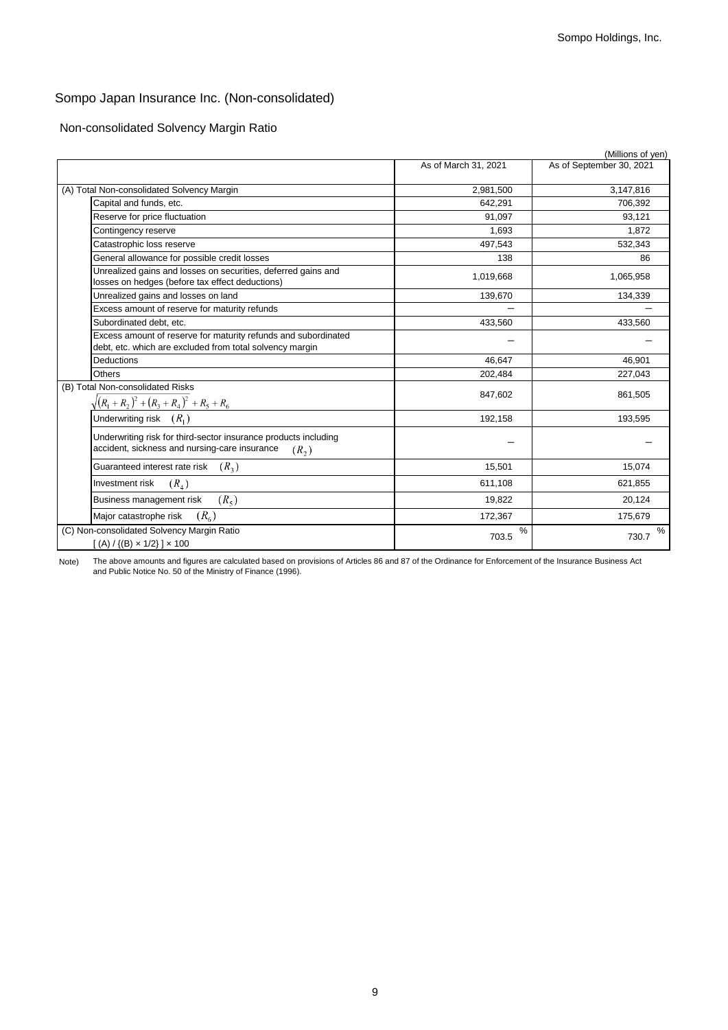# Sompo Japan Insurance Inc. (Non-consolidated)

## Non-consolidated Solvency Margin Ratio

(Millions of yen)

| | As of March 31, 2021 | As of September 30, 2021 |
|---|---|---|
| (A) Total Non-consolidated Solvency Margin | 2,981,500 | 3,147,816 |
| Capital and funds, etc. | 642,291 | 706,392 |
| Reserve for price fluctuation | 91,097 | 93,121 |
| Contingency reserve | 1,693 | 1,872 |
| Catastrophic loss reserve | 497,543 | 532,343 |
| General allowance for possible credit losses | 138 | 86 |
| Unrealized gains and losses on securities, deferred gains and losses on hedges (before tax effect deductions) | 1,019,668 | 1,065,958 |
| Unrealized gains and losses on land | 139,670 | 134,339 |
| Excess amount of reserve for maturity refunds | — | — |
| Subordinated debt, etc. | 433,560 | 433,560 |
| Excess amount of reserve for maturity refunds and subordinated debt, etc. which are excluded from total solvency margin | — | — |
| Deductions | 46,647 | 46,901 |
| Others | 202,484 | 227,043 |
| (B) Total Non-consolidated Risks $\sqrt{(R_1+R_2)^2+(R_3+R_4)^2}+R_5+R_6$ | 847,602 | 861,505 |
| Underwriting risk $(R_1)$ | 192,158 | 193,595 |
| Underwriting risk for third-sector insurance products including accident, sickness and nursing-care insurance $(R_2)$ | — | — |
| Guaranteed interest rate risk $(R_3)$ | 15,501 | 15,074 |
| Investment risk $(R_4)$ | 611,108 | 621,855 |
| Business management risk $(R_5)$ | 19,822 | 20,124 |
| Major catastrophe risk $(R_6)$ | 172,367 | 175,679 |
| (C) Non-consolidated Solvency Margin Ratio [ (A) / {(B) × 1/2} ] × 100 | 703.5 % | 730.7 % |

Note) The above amounts and figures are calculated based on provisions of Articles 86 and 87 of the Ordinance for Enforcement of the Insurance Business Act and Public Notice No. 50 of the Ministry of Finance (1996).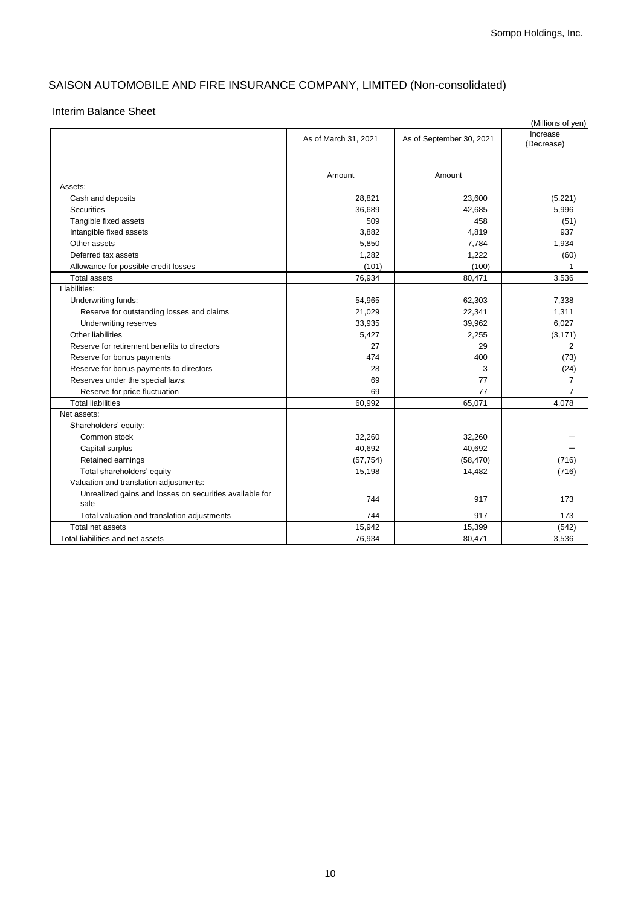## SAISON AUTOMOBILE AND FIRE INSURANCE COMPANY, LIMITED (Non-consolidated)

### Interim Balance Sheet

(Millions of yen)

| | As of March 31, 2021 | As of September 30, 2021 | Increase (Decrease) |
|---|---|---|---|
| | Amount | Amount | |
| Assets: | | | |
| Cash and deposits | 28,821 | 23,600 | (5,221) |
| Securities | 36,689 | 42,685 | 5,996 |
| Tangible fixed assets | 509 | 458 | (51) |
| Intangible fixed assets | 3,882 | 4,819 | 937 |
| Other assets | 5,850 | 7,784 | 1,934 |
| Deferred tax assets | 1,282 | 1,222 | (60) |
| Allowance for possible credit losses | (101) | (100) | 1 |
| Total assets | 76,934 | 80,471 | 3,536 |
| Liabilities: | | | |
| Underwriting funds: | 54,965 | 62,303 | 7,338 |
| Reserve for outstanding losses and claims | 21,029 | 22,341 | 1,311 |
| Underwriting reserves | 33,935 | 39,962 | 6,027 |
| Other liabilities | 5,427 | 2,255 | (3,171) |
| Reserve for retirement benefits to directors | 27 | 29 | 2 |
| Reserve for bonus payments | 474 | 400 | (73) |
| Reserve for bonus payments to directors | 28 | 3 | (24) |
| Reserves under the special laws: | 69 | 77 | 7 |
| Reserve for price fluctuation | 69 | 77 | 7 |
| Total liabilities | 60,992 | 65,071 | 4,078 |
| Net assets: | | | |
| Shareholders' equity: | | | |
| Common stock | 32,260 | 32,260 | － |
| Capital surplus | 40,692 | 40,692 | － |
| Retained earnings | (57,754) | (58,470) | (716) |
| Total shareholders' equity | 15,198 | 14,482 | (716) |
| Valuation and translation adjustments: | | | |
| Unrealized gains and losses on securities available for sale | 744 | 917 | 173 |
| Total valuation and translation adjustments | 744 | 917 | 173 |
| Total net assets | 15,942 | 15,399 | (542) |
| Total liabilities and net assets | 76,934 | 80,471 | 3,536 |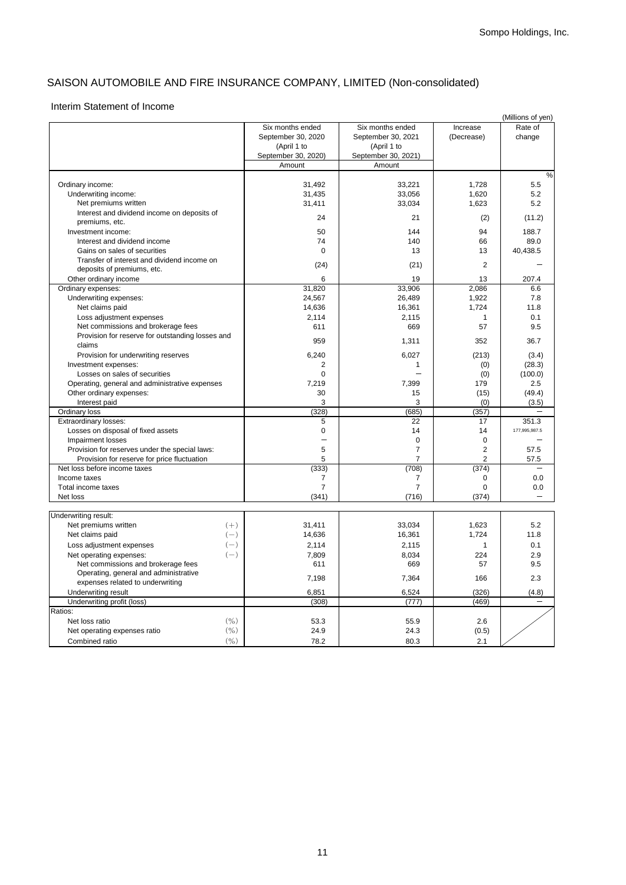# SAISON AUTOMOBILE AND FIRE INSURANCE COMPANY, LIMITED (Non-consolidated)

## Interim Statement of Income

(Millions of yen)

| | | Six months ended September 30, 2020 (April 1 to September 30, 2020) | Six months ended September 30, 2021 (April 1 to September 30, 2021) | Increase (Decrease) | Rate of change |
|---|---|---|---|---|---|
| | | Amount | Amount | | % |
| Ordinary income: | | 31,492 | 33,221 | 1,728 | 5.5 |
| Underwriting income: | | 31,435 | 33,056 | 1,620 | 5.2 |
| Net premiums written | | 31,411 | 33,034 | 1,623 | 5.2 |
| Interest and dividend income on deposits of premiums, etc. | | 24 | 21 | (2) | (11.2) |
| Investment income: | | 50 | 144 | 94 | 188.7 |
| Interest and dividend income | | 74 | 140 | 66 | 89.0 |
| Gains on sales of securities | | 0 | 13 | 13 | 40,438.5 |
| Transfer of interest and dividend income on deposits of premiums, etc. | | (24) | (21) | 2 | ― |
| Other ordinary income | | 6 | 19 | 13 | 207.4 |
| Ordinary expenses: | | 31,820 | 33,906 | 2,086 | 6.6 |
| Underwriting expenses: | | 24,567 | 26,489 | 1,922 | 7.8 |
| Net claims paid | | 14,636 | 16,361 | 1,724 | 11.8 |
| Loss adjustment expenses | | 2,114 | 2,115 | 1 | 0.1 |
| Net commissions and brokerage fees | | 611 | 669 | 57 | 9.5 |
| Provision for reserve for outstanding losses and claims | | 959 | 1,311 | 352 | 36.7 |
| Provision for underwriting reserves | | 6,240 | 6,027 | (213) | (3.4) |
| Investment expenses: | | 2 | 1 | (0) | (28.3) |
| Losses on sales of securities | | 0 | ― | (0) | (100.0) |
| Operating, general and administrative expenses | | 7,219 | 7,399 | 179 | 2.5 |
| Other ordinary expenses: | | 30 | 15 | (15) | (49.4) |
| Interest paid | | 3 | 3 | (0) | (3.5) |
| Ordinary loss | | (328) | (685) | (357) | ― |
| Extraordinary losses: | | 5 | 22 | 17 | 351.3 |
| Losses on disposal of fixed assets | | 0 | 14 | 14 | 177,995,987.5 |
| Impairment losses | | ― | 0 | 0 | ― |
| Provision for reserves under the special laws: | | 5 | 7 | 2 | 57.5 |
| Provision for reserve for price fluctuation | | 5 | 7 | 2 | 57.5 |
| Net loss before income taxes | | (333) | (708) | (374) | ― |
| Income taxes | | 7 | 7 | 0 | 0.0 |
| Total income taxes | | 7 | 7 | 0 | 0.0 |
| Net loss | | (341) | (716) | (374) | ― |
| Underwriting result: | | | | | |
| Net premiums written | (+) | 31,411 | 33,034 | 1,623 | 5.2 |
| Net claims paid | (−) | 14,636 | 16,361 | 1,724 | 11.8 |
| Loss adjustment expenses | (−) | 2,114 | 2,115 | 1 | 0.1 |
| Net operating expenses: | (−) | 7,809 | 8,034 | 224 | 2.9 |
| Net commissions and brokerage fees | | 611 | 669 | 57 | 9.5 |
| Operating, general and administrative expenses related to underwriting | | 7,198 | 7,364 | 166 | 2.3 |
| Underwriting result | | 6,851 | 6,524 | (326) | (4.8) |
| Underwriting profit (loss) | | (308) | (777) | (469) | ― |
| Ratios: | | | | | |
| Net loss ratio | (%) | 53.3 | 55.9 | 2.6 | |
| Net operating expenses ratio | (%) | 24.9 | 24.3 | (0.5) | |
| Combined ratio | (%) | 78.2 | 80.3 | 2.1 | |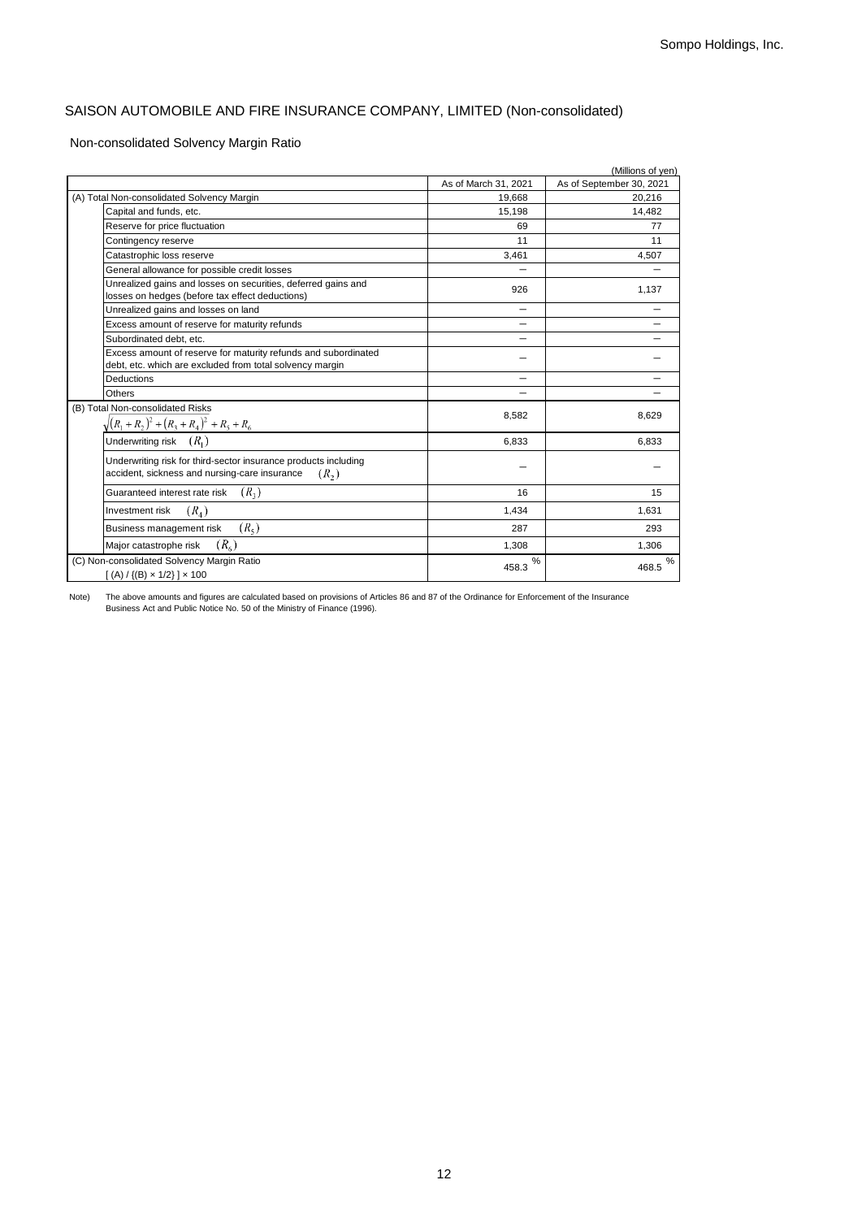## SAISON AUTOMOBILE AND FIRE INSURANCE COMPANY, LIMITED (Non-consolidated)

### Non-consolidated Solvency Margin Ratio

(Millions of yen)

| | As of March 31, 2021 | As of September 30, 2021 |
|---|---|---|
| (A) Total Non-consolidated Solvency Margin | 19,668 | 20,216 |
| Capital and funds, etc. | 15,198 | 14,482 |
| Reserve for price fluctuation | 69 | 77 |
| Contingency reserve | 11 | 11 |
| Catastrophic loss reserve | 3,461 | 4,507 |
| General allowance for possible credit losses | － | － |
| Unrealized gains and losses on securities, deferred gains and losses on hedges (before tax effect deductions) | 926 | 1,137 |
| Unrealized gains and losses on land | － | － |
| Excess amount of reserve for maturity refunds | － | － |
| Subordinated debt, etc. | － | － |
| Excess amount of reserve for maturity refunds and subordinated debt, etc. which are excluded from total solvency margin | － | － |
| Deductions | － | － |
| Others | － | － |
| (B) Total Non-consolidated Risks $\sqrt{(R_1+R_2)^2+(R_3+R_4)^2}+R_5+R_6$ | 8,582 | 8,629 |
| Underwriting risk $(R_1)$ | 6,833 | 6,833 |
| Underwriting risk for third-sector insurance products including accident, sickness and nursing-care insurance $(R_2)$ | － | － |
| Guaranteed interest rate risk $(R_3)$ | 16 | 15 |
| Investment risk $(R_4)$ | 1,434 | 1,631 |
| Business management risk $(R_5)$ | 287 | 293 |
| Major catastrophe risk $(R_6)$ | 1,308 | 1,306 |
| (C) Non-consolidated Solvency Margin Ratio [ (A) / {(B) × 1/2} ] × 100 | 458.3 % | 468.5 % |

Note) The above amounts and figures are calculated based on provisions of Articles 86 and 87 of the Ordinance for Enforcement of the Insurance Business Act and Public Notice No. 50 of the Ministry of Finance (1996).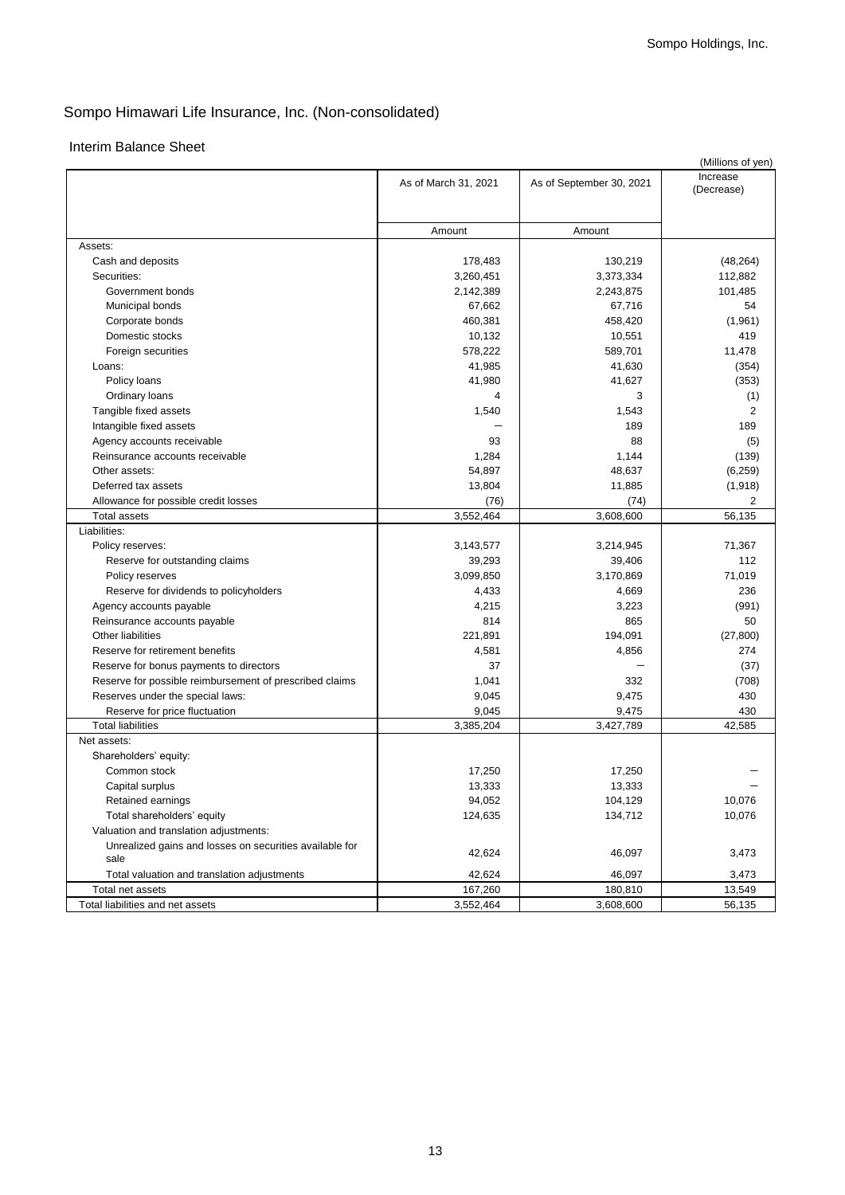# Sompo Himawari Life Insurance, Inc. (Non-consolidated)

## Interim Balance Sheet

(Millions of yen)

| | As of March 31, 2021 | As of September 30, 2021 | Increase (Decrease) |
|---|---|---|---|
| | Amount | Amount | |
| Assets: | | | |
| Cash and deposits | 178,483 | 130,219 | (48,264) |
| Securities: | 3,260,451 | 3,373,334 | 112,882 |
| Government bonds | 2,142,389 | 2,243,875 | 101,485 |
| Municipal bonds | 67,662 | 67,716 | 54 |
| Corporate bonds | 460,381 | 458,420 | (1,961) |
| Domestic stocks | 10,132 | 10,551 | 419 |
| Foreign securities | 578,222 | 589,701 | 11,478 |
| Loans: | 41,985 | 41,630 | (354) |
| Policy loans | 41,980 | 41,627 | (353) |
| Ordinary loans | 4 | 3 | (1) |
| Tangible fixed assets | 1,540 | 1,543 | 2 |
| Intangible fixed assets | − | 189 | 189 |
| Agency accounts receivable | 93 | 88 | (5) |
| Reinsurance accounts receivable | 1,284 | 1,144 | (139) |
| Other assets: | 54,897 | 48,637 | (6,259) |
| Deferred tax assets | 13,804 | 11,885 | (1,918) |
| Allowance for possible credit losses | (76) | (74) | 2 |
| Total assets | 3,552,464 | 3,608,600 | 56,135 |
| Liabilities: | | | |
| Policy reserves: | 3,143,577 | 3,214,945 | 71,367 |
| Reserve for outstanding claims | 39,293 | 39,406 | 112 |
| Policy reserves | 3,099,850 | 3,170,869 | 71,019 |
| Reserve for dividends to policyholders | 4,433 | 4,669 | 236 |
| Agency accounts payable | 4,215 | 3,223 | (991) |
| Reinsurance accounts payable | 814 | 865 | 50 |
| Other liabilities | 221,891 | 194,091 | (27,800) |
| Reserve for retirement benefits | 4,581 | 4,856 | 274 |
| Reserve for bonus payments to directors | 37 | − | (37) |
| Reserve for possible reimbursement of prescribed claims | 1,041 | 332 | (708) |
| Reserves under the special laws: | 9,045 | 9,475 | 430 |
| Reserve for price fluctuation | 9,045 | 9,475 | 430 |
| Total liabilities | 3,385,204 | 3,427,789 | 42,585 |
| Net assets: | | | |
| Shareholders' equity: | | | |
| Common stock | 17,250 | 17,250 | − |
| Capital surplus | 13,333 | 13,333 | − |
| Retained earnings | 94,052 | 104,129 | 10,076 |
| Total shareholders' equity | 124,635 | 134,712 | 10,076 |
| Valuation and translation adjustments: | | | |
| Unrealized gains and losses on securities available for sale | 42,624 | 46,097 | 3,473 |
| Total valuation and translation adjustments | 42,624 | 46,097 | 3,473 |
| Total net assets | 167,260 | 180,810 | 13,549 |
| Total liabilities and net assets | 3,552,464 | 3,608,600 | 56,135 |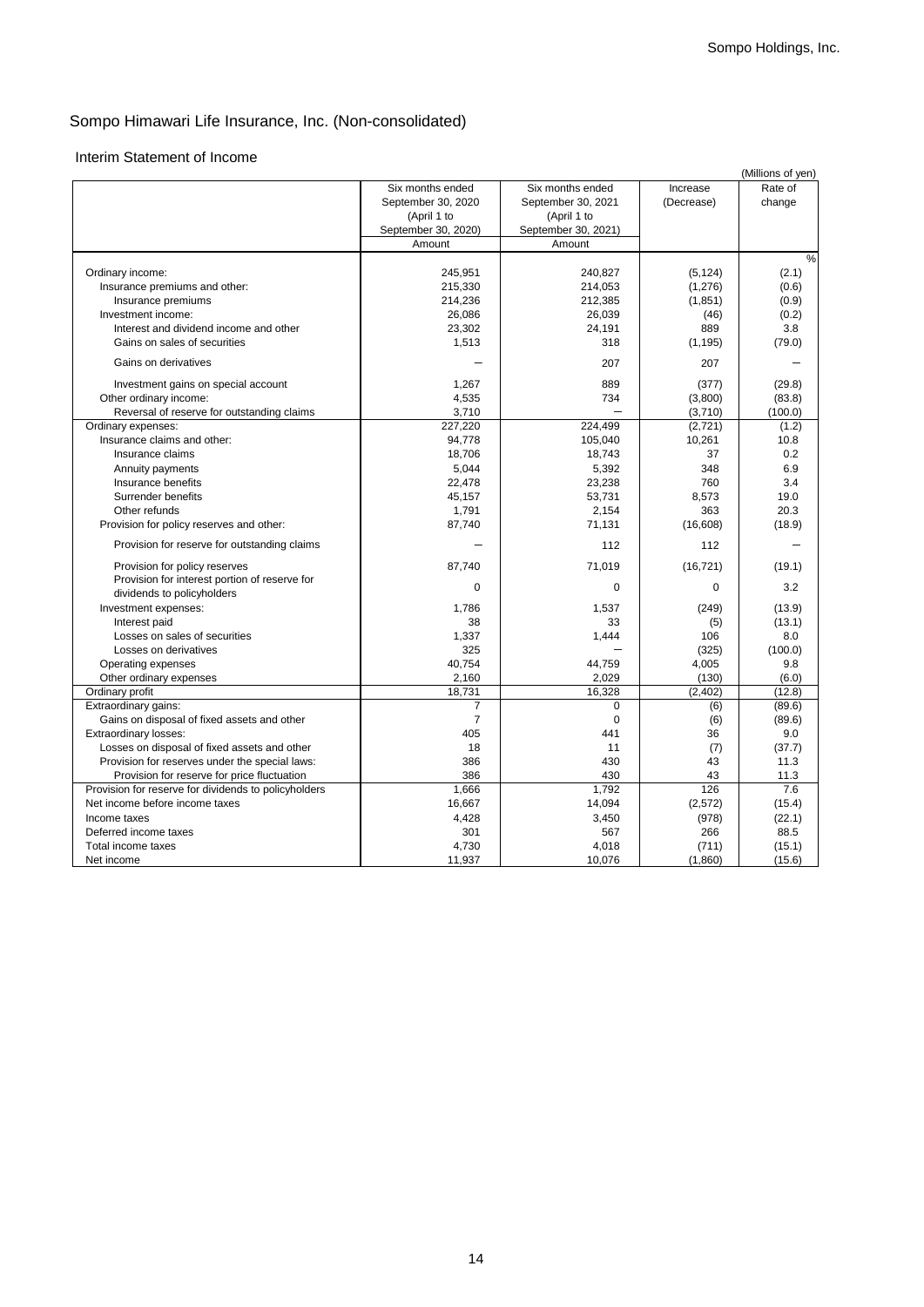# Sompo Himawari Life Insurance, Inc. (Non-consolidated)

## Interim Statement of Income

(Millions of yen)

| | Six months ended September 30, 2020 (April 1 to September 30, 2020) | Six months ended September 30, 2021 (April 1 to September 30, 2021) | Increase (Decrease) | Rate of change |
|---|---|---|---|---|
| | Amount | Amount | | |
| | | | | % |
| Ordinary income: | 245,951 | 240,827 | (5,124) | (2.1) |
| Insurance premiums and other: | 215,330 | 214,053 | (1,276) | (0.6) |
| Insurance premiums | 214,236 | 212,385 | (1,851) | (0.9) |
| Investment income: | 26,086 | 26,039 | (46) | (0.2) |
| Interest and dividend income and other | 23,302 | 24,191 | 889 | 3.8 |
| Gains on sales of securities | 1,513 | 318 | (1,195) | (79.0) |
| Gains on derivatives | − | 207 | 207 | − |
| Investment gains on special account | 1,267 | 889 | (377) | (29.8) |
| Other ordinary income: | 4,535 | 734 | (3,800) | (83.8) |
| Reversal of reserve for outstanding claims | 3,710 | − | (3,710) | (100.0) |
| Ordinary expenses: | 227,220 | 224,499 | (2,721) | (1.2) |
| Insurance claims and other: | 94,778 | 105,040 | 10,261 | 10.8 |
| Insurance claims | 18,706 | 18,743 | 37 | 0.2 |
| Annuity payments | 5,044 | 5,392 | 348 | 6.9 |
| Insurance benefits | 22,478 | 23,238 | 760 | 3.4 |
| Surrender benefits | 45,157 | 53,731 | 8,573 | 19.0 |
| Other refunds | 1,791 | 2,154 | 363 | 20.3 |
| Provision for policy reserves and other: | 87,740 | 71,131 | (16,608) | (18.9) |
| Provision for reserve for outstanding claims | − | 112 | 112 | − |
| Provision for policy reserves | 87,740 | 71,019 | (16,721) | (19.1) |
| Provision for interest portion of reserve for dividends to policyholders | 0 | 0 | 0 | 3.2 |
| Investment expenses: | 1,786 | 1,537 | (249) | (13.9) |
| Interest paid | 38 | 33 | (5) | (13.1) |
| Losses on sales of securities | 1,337 | 1,444 | 106 | 8.0 |
| Losses on derivatives | 325 | − | (325) | (100.0) |
| Operating expenses | 40,754 | 44,759 | 4,005 | 9.8 |
| Other ordinary expenses | 2,160 | 2,029 | (130) | (6.0) |
| Ordinary profit | 18,731 | 16,328 | (2,402) | (12.8) |
| Extraordinary gains: | 7 | 0 | (6) | (89.6) |
| Gains on disposal of fixed assets and other | 7 | 0 | (6) | (89.6) |
| Extraordinary losses: | 405 | 441 | 36 | 9.0 |
| Losses on disposal of fixed assets and other | 18 | 11 | (7) | (37.7) |
| Provision for reserves under the special laws: | 386 | 430 | 43 | 11.3 |
| Provision for reserve for price fluctuation | 386 | 430 | 43 | 11.3 |
| Provision for reserve for dividends to policyholders | 1,666 | 1,792 | 126 | 7.6 |
| Net income before income taxes | 16,667 | 14,094 | (2,572) | (15.4) |
| Income taxes | 4,428 | 3,450 | (978) | (22.1) |
| Deferred income taxes | 301 | 567 | 266 | 88.5 |
| Total income taxes | 4,730 | 4,018 | (711) | (15.1) |
| Net income | 11,937 | 10,076 | (1,860) | (15.6) |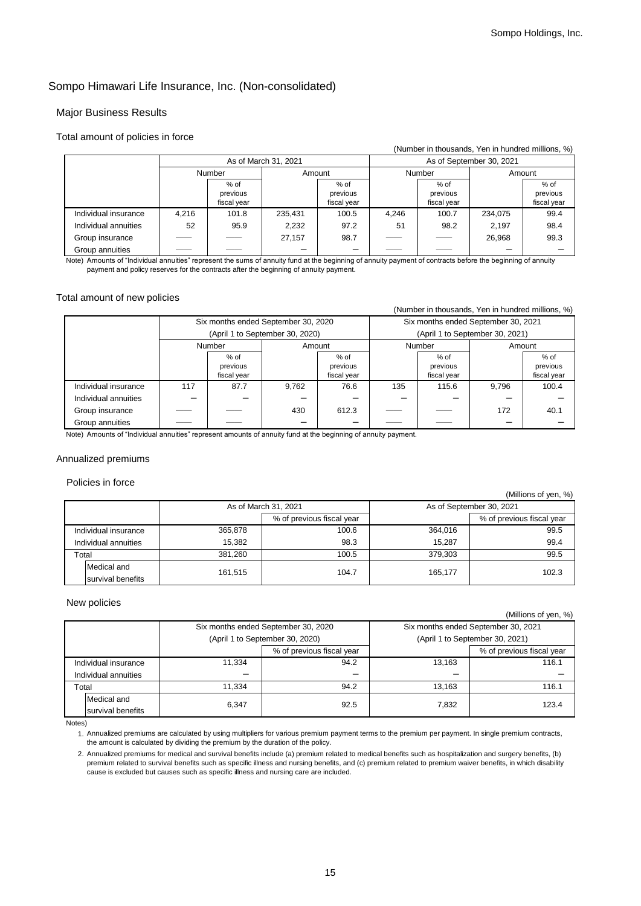# Sompo Himawari Life Insurance, Inc. (Non-consolidated)

## Major Business Results

### Total amount of policies in force

(Number in thousands, Yen in hundred millions, %)

| | As of March 31, 2021 | | | | As of September 30, 2021 | | | |
|---|---|---|---|---|---|---|---|---|
| | Number | | Amount | | Number | | Amount | |
| | | % of previous fiscal year | | % of previous fiscal year | | % of previous fiscal year | | % of previous fiscal year |
| Individual insurance | 4,216 | 101.8 | 235,431 | 100.5 | 4,246 | 100.7 | 234,075 | 99.4 |
| Individual annuities | 52 | 95.9 | 2,232 | 97.2 | 51 | 98.2 | 2,197 | 98.4 |
| Group insurance | —— | —— | 27,157 | 98.7 | —— | —— | 26,968 | 99.3 |
| Group annuities | —— | —— | — | — | —— | —— | — | — |

Note) Amounts of "Individual annuities" represent the sums of annuity fund at the beginning of annuity payment of contracts before the beginning of annuity payment and policy reserves for the contracts after the beginning of annuity payment.

### Total amount of new policies

(Number in thousands, Yen in hundred millions, %)

| | Six months ended September 30, 2020 (April 1 to September 30, 2020) | | | | Six months ended September 30, 2021 (April 1 to September 30, 2021) | | | |
|---|---|---|---|---|---|---|---|---|
| | Number | | Amount | | Number | | Amount | |
| | | % of previous fiscal year | | % of previous fiscal year | | % of previous fiscal year | | % of previous fiscal year |
| Individual insurance | 117 | 87.7 | 9,762 | 76.6 | 135 | 115.6 | 9,796 | 100.4 |
| Individual annuities | — | — | — | — | — | — | — | — |
| Group insurance | —— | —— | 430 | 612.3 | —— | —— | 172 | 40.1 |
| Group annuities | —— | —— | — | — | —— | —— | — | — |

Note) Amounts of "Individual annuities" represent amounts of annuity fund at the beginning of annuity payment.

### Annualized premiums

#### Policies in force

(Millions of yen, %)

| | As of March 31, 2021 | | As of September 30, 2021 | |
|---|---|---|---|---|
| | | % of previous fiscal year | | % of previous fiscal year |
| Individual insurance | 365,878 | 100.6 | 364,016 | 99.5 |
| Individual annuities | 15,382 | 98.3 | 15,287 | 99.4 |
| Total | 381,260 | 100.5 | 379,303 | 99.5 |
| Medical and survival benefits | 161,515 | 104.7 | 165,177 | 102.3 |

#### New policies

(Millions of yen, %)

| | Six months ended September 30, 2020 (April 1 to September 30, 2020) | | Six months ended September 30, 2021 (April 1 to September 30, 2021) | |
|---|---|---|---|---|
| | | % of previous fiscal year | | % of previous fiscal year |
| Individual insurance | 11,334 | 94.2 | 13,163 | 116.1 |
| Individual annuities | — | — | — | — |
| Total | 11,334 | 94.2 | 13,163 | 116.1 |
| Medical and survival benefits | 6,347 | 92.5 | 7,832 | 123.4 |

Notes)

1. Annualized premiums are calculated by using multipliers for various premium payment terms to the premium per payment. In single premium contracts, the amount is calculated by dividing the premium by the duration of the policy.
2. Annualized premiums for medical and survival benefits include (a) premium related to medical benefits such as hospitalization and surgery benefits, (b) premium related to survival benefits such as specific illness and nursing benefits, and (c) premium related to premium waiver benefits, in which disability cause is excluded but causes such as specific illness and nursing care are included.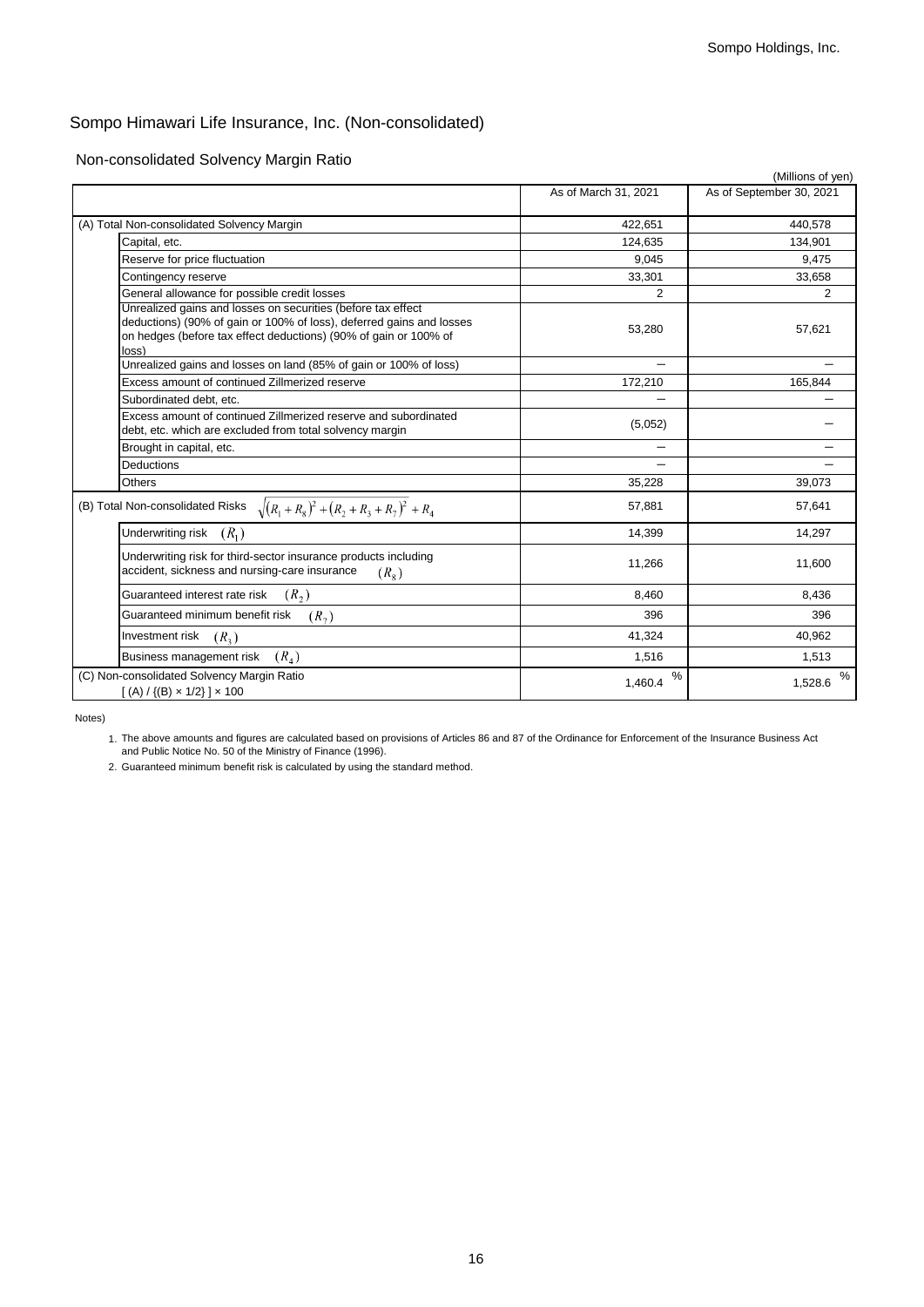## Sompo Himawari Life Insurance, Inc. (Non-consolidated)

### Non-consolidated Solvency Margin Ratio

(Millions of yen)

| | As of March 31, 2021 | As of September 30, 2021 |
|---|---|---|
| (A) Total Non-consolidated Solvency Margin | 422,651 | 440,578 |
| Capital, etc. | 124,635 | 134,901 |
| Reserve for price fluctuation | 9,045 | 9,475 |
| Contingency reserve | 33,301 | 33,658 |
| General allowance for possible credit losses | 2 | 2 |
| Unrealized gains and losses on securities (before tax effect deductions) (90% of gain or 100% of loss), deferred gains and losses on hedges (before tax effect deductions) (90% of gain or 100% of loss) | 53,280 | 57,621 |
| Unrealized gains and losses on land (85% of gain or 100% of loss) | － | － |
| Excess amount of continued Zillmerized reserve | 172,210 | 165,844 |
| Subordinated debt, etc. | － | － |
| Excess amount of continued Zillmerized reserve and subordinated debt, etc. which are excluded from total solvency margin | (5,052) | － |
| Brought in capital, etc. | － | － |
| Deductions | － | － |
| Others | 35,228 | 39,073 |
| (B) Total Non-consolidated Risks $\sqrt{(R_1+R_8)^2+(R_2+R_3+R_7)^2}+R_4$ | 57,881 | 57,641 |
| Underwriting risk $(R_1)$ | 14,399 | 14,297 |
| Underwriting risk for third-sector insurance products including accident, sickness and nursing-care insurance $(R_8)$ | 11,266 | 11,600 |
| Guaranteed interest rate risk $(R_2)$ | 8,460 | 8,436 |
| Guaranteed minimum benefit risk $(R_7)$ | 396 | 396 |
| Investment risk $(R_3)$ | 41,324 | 40,962 |
| Business management risk $(R_4)$ | 1,516 | 1,513 |
| (C) Non-consolidated Solvency Margin Ratio [ (A) / {(B) × 1/2} ] × 100 | 1,460.4 % | 1,528.6 % |

Notes)

1. The above amounts and figures are calculated based on provisions of Articles 86 and 87 of the Ordinance for Enforcement of the Insurance Business Act and Public Notice No. 50 of the Ministry of Finance (1996).
2. Guaranteed minimum benefit risk is calculated by using the standard method.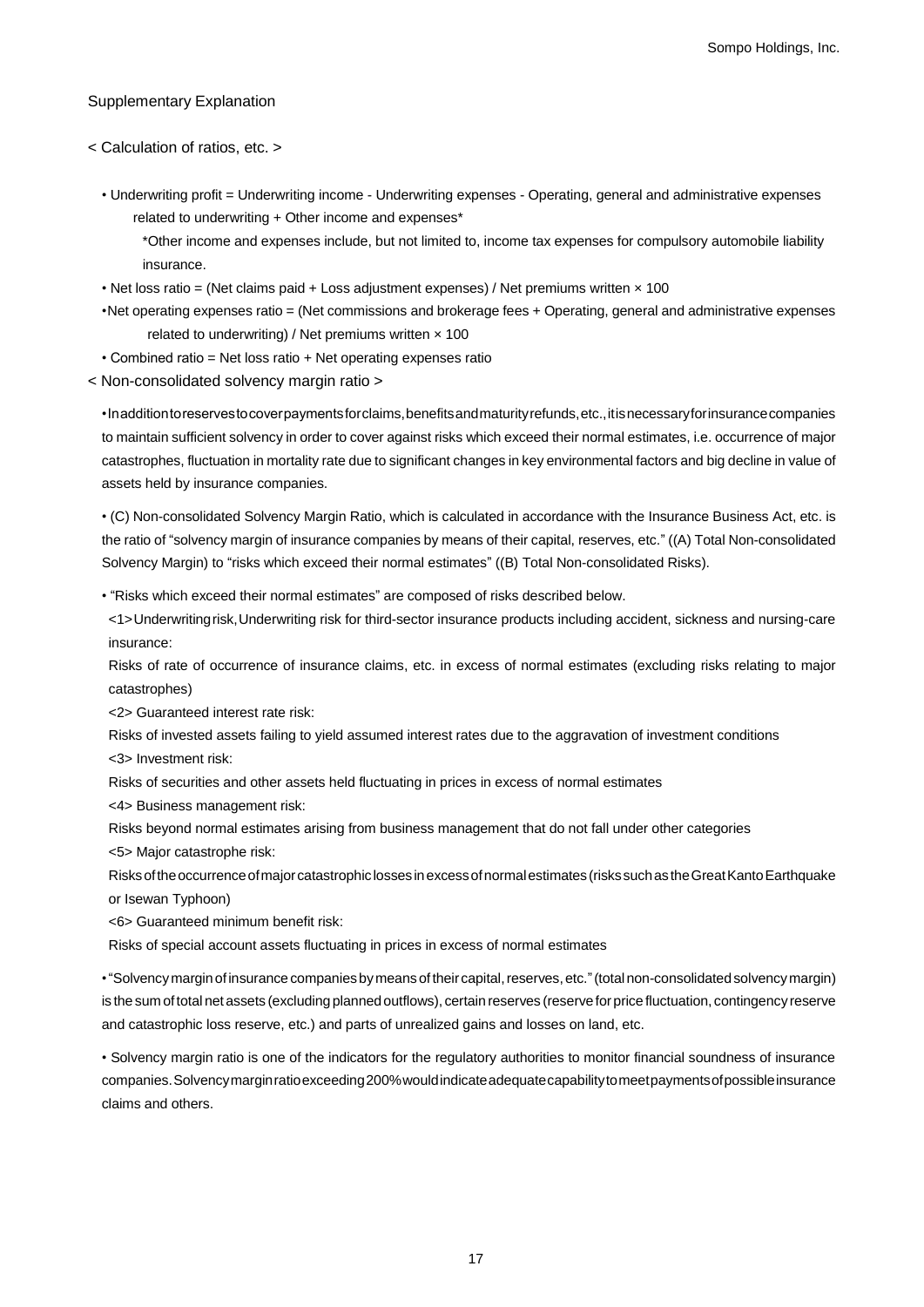## Supplementary Explanation

### < Calculation of ratios, etc. >

- Underwriting profit = Underwriting income - Underwriting expenses - Operating, general and administrative expenses related to underwriting + Other income and expenses*

  *Other income and expenses include, but not limited to, income tax expenses for compulsory automobile liability insurance.

- Net loss ratio = (Net claims paid + Loss adjustment expenses) / Net premiums written × 100
- Net operating expenses ratio = (Net commissions and brokerage fees + Operating, general and administrative expenses related to underwriting) / Net premiums written × 100
- Combined ratio = Net loss ratio + Net operating expenses ratio

### < Non-consolidated solvency margin ratio >

- In addition to reserves to cover payments for claims, benefits and maturity refunds, etc., it is necessary for insurance companies to maintain sufficient solvency in order to cover against risks which exceed their normal estimates, i.e. occurrence of major catastrophes, fluctuation in mortality rate due to significant changes in key environmental factors and big decline in value of assets held by insurance companies.

- (C) Non-consolidated Solvency Margin Ratio, which is calculated in accordance with the Insurance Business Act, etc. is the ratio of "solvency margin of insurance companies by means of their capital, reserves, etc." ((A) Total Non-consolidated Solvency Margin) to "risks which exceed their normal estimates" ((B) Total Non-consolidated Risks).

- "Risks which exceed their normal estimates" are composed of risks described below.

  <1> Underwriting risk, Underwriting risk for third-sector insurance products including accident, sickness and nursing-care insurance:

  Risks of rate of occurrence of insurance claims, etc. in excess of normal estimates (excluding risks relating to major catastrophes)

  <2> Guaranteed interest rate risk:

  Risks of invested assets failing to yield assumed interest rates due to the aggravation of investment conditions

  <3> Investment risk:

  Risks of securities and other assets held fluctuating in prices in excess of normal estimates

  <4> Business management risk:

  Risks beyond normal estimates arising from business management that do not fall under other categories

  <5> Major catastrophe risk:

  Risks of the occurrence of major catastrophic losses in excess of normal estimates (risks such as the Great Kanto Earthquake or Isewan Typhoon)

  <6> Guaranteed minimum benefit risk:

  Risks of special account assets fluctuating in prices in excess of normal estimates

- "Solvency margin of insurance companies by means of their capital, reserves, etc." (total non-consolidated solvency margin) is the sum of total net assets (excluding planned outflows), certain reserves (reserve for price fluctuation, contingency reserve and catastrophic loss reserve, etc.) and parts of unrealized gains and losses on land, etc.

- Solvency margin ratio is one of the indicators for the regulatory authorities to monitor financial soundness of insurance companies. Solvency margin ratio exceeding 200% would indicate adequate capability to meet payments of possible insurance claims and others.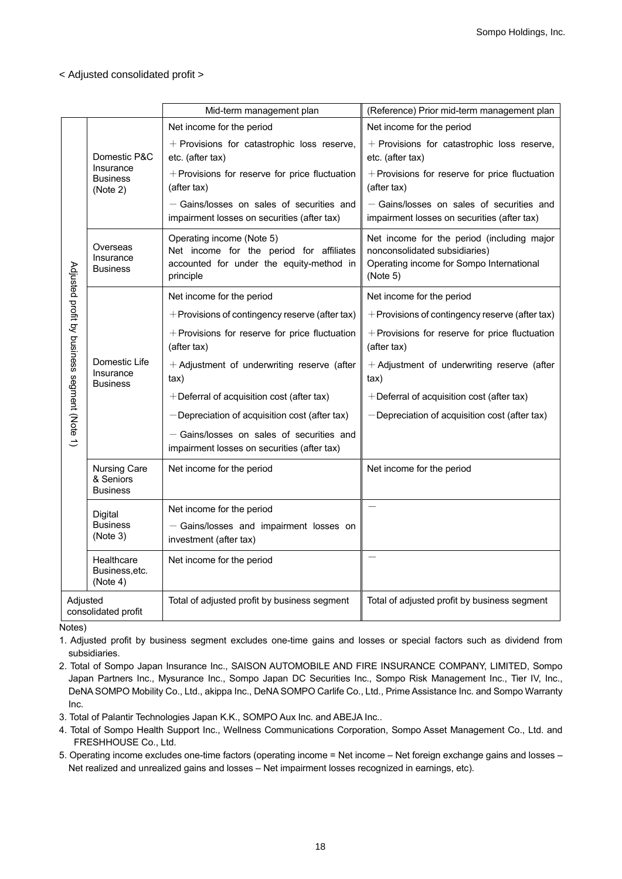< Adjusted consolidated profit >

| | | Mid-term management plan | (Reference) Prior mid-term management plan |
|---|---|---|---|
| Adjusted profit by business segment (Note 1) | Domestic P&C Insurance Business (Note 2) | Net income for the period<br>＋Provisions for catastrophic loss reserve, etc. (after tax)<br>＋Provisions for reserve for price fluctuation (after tax)<br>－Gains/losses on sales of securities and impairment losses on securities (after tax) | Net income for the period<br>＋Provisions for catastrophic loss reserve, etc. (after tax)<br>＋Provisions for reserve for price fluctuation (after tax)<br>－Gains/losses on sales of securities and impairment losses on securities (after tax) |
| | Overseas Insurance Business | Operating income (Note 5)<br>Net income for the period for affiliates accounted for under the equity-method in principle | Net income for the period (including major nonconsolidated subsidiaries)<br>Operating income for Sompo International (Note 5) |
| | Domestic Life Insurance Business | Net income for the period<br>＋Provisions of contingency reserve (after tax)<br>＋Provisions for reserve for price fluctuation (after tax)<br>＋Adjustment of underwriting reserve (after tax)<br>＋Deferral of acquisition cost (after tax)<br>－Depreciation of acquisition cost (after tax)<br>－Gains/losses on sales of securities and impairment losses on securities (after tax) | Net income for the period<br>＋Provisions of contingency reserve (after tax)<br>＋Provisions for reserve for price fluctuation (after tax)<br>＋Adjustment of underwriting reserve (after tax)<br>＋Deferral of acquisition cost (after tax)<br>－Depreciation of acquisition cost (after tax) |
| | Nursing Care & Seniors Business | Net income for the period | Net income for the period |
| | Digital Business (Note 3) | Net income for the period<br>－Gains/losses and impairment losses on investment (after tax) | － |
| | Healthcare Business,etc. (Note 4) | Net income for the period | － |
| Adjusted consolidated profit | | Total of adjusted profit by business segment | Total of adjusted profit by business segment |

Notes)

1. Adjusted profit by business segment excludes one-time gains and losses or special factors such as dividend from subsidiaries.
2. Total of Sompo Japan Insurance Inc., SAISON AUTOMOBILE AND FIRE INSURANCE COMPANY, LIMITED, Sompo Japan Partners Inc., Mysurance Inc., Sompo Japan DC Securities Inc., Sompo Risk Management Inc., Tier IV, Inc., DeNA SOMPO Mobility Co., Ltd., akippa Inc., DeNA SOMPO Carlife Co., Ltd., Prime Assistance Inc. and Sompo Warranty Inc.
3. Total of Palantir Technologies Japan K.K., SOMPO Aux Inc. and ABEJA Inc..
4. Total of Sompo Health Support Inc., Wellness Communications Corporation, Sompo Asset Management Co., Ltd. and FRESHHOUSE Co., Ltd.
5. Operating income excludes one-time factors (operating income = Net income – Net foreign exchange gains and losses – Net realized and unrealized gains and losses – Net impairment losses recognized in earnings, etc).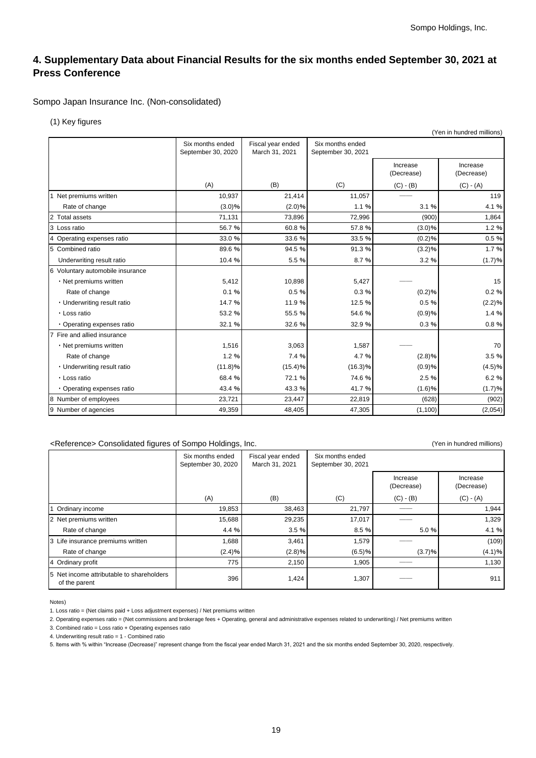# 4. Supplementary Data about Financial Results for the six months ended September 30, 2021 at Press Conference

Sompo Japan Insurance Inc. (Non-consolidated)

(1) Key figures

(Yen in hundred millions)

| | Six months ended September 30, 2020 | Fiscal year ended March 31, 2021 | Six months ended September 30, 2021 | | |
|---|---|---|---|---|---|
| | | | | Increase (Decrease) | Increase (Decrease) |
| | (A) | (B) | (C) | (C) - (B) | (C) - (A) |
| 1 Net premiums written | 10,937 | 21,414 | 11,057 | —— | 119 |
| Rate of change | (3.0)% | (2.0)% | 1.1 % | 3.1 % | 4.1 % |
| 2 Total assets | 71,131 | 73,896 | 72,996 | (900) | 1,864 |
| 3 Loss ratio | 56.7 % | 60.8 % | 57.8 % | (3.0)% | 1.2 % |
| 4 Operating expenses ratio | 33.0 % | 33.6 % | 33.5 % | (0.2)% | 0.5 % |
| 5 Combined ratio | 89.6 % | 94.5 % | 91.3 % | (3.2)% | 1.7 % |
| Underwriting result ratio | 10.4 % | 5.5 % | 8.7 % | 3.2 % | (1.7)% |
| 6 Voluntary automobile insurance | | | | | |
| ・Net premiums written | 5,412 | 10,898 | 5,427 | —— | 15 |
| Rate of change | 0.1 % | 0.5 % | 0.3 % | (0.2)% | 0.2 % |
| ・Underwriting result ratio | 14.7 % | 11.9 % | 12.5 % | 0.5 % | (2.2)% |
| ・Loss ratio | 53.2 % | 55.5 % | 54.6 % | (0.9)% | 1.4 % |
| ・Operating expenses ratio | 32.1 % | 32.6 % | 32.9 % | 0.3 % | 0.8 % |
| 7 Fire and allied insurance | | | | | |
| ・Net premiums written | 1,516 | 3,063 | 1,587 | —— | 70 |
| Rate of change | 1.2 % | 7.4 % | 4.7 % | (2.8)% | 3.5 % |
| ・Underwriting result ratio | (11.8)% | (15.4)% | (16.3)% | (0.9)% | (4.5)% |
| ・Loss ratio | 68.4 % | 72.1 % | 74.6 % | 2.5 % | 6.2 % |
| ・Operating expenses ratio | 43.4 % | 43.3 % | 41.7 % | (1.6)% | (1.7)% |
| 8 Number of employees | 23,721 | 23,447 | 22,819 | (628) | (902) |
| 9 Number of agencies | 49,359 | 48,405 | 47,305 | (1,100) | (2,054) |

<Reference> Consolidated figures of Sompo Holdings, Inc.

(Yen in hundred millions)

| | Six months ended September 30, 2020 | Fiscal year ended March 31, 2021 | Six months ended September 30, 2021 | | |
|---|---|---|---|---|---|
| | | | | Increase (Decrease) | Increase (Decrease) |
| | (A) | (B) | (C) | (C) - (B) | (C) - (A) |
| 1 Ordinary income | 19,853 | 38,463 | 21,797 | —— | 1,944 |
| 2 Net premiums written | 15,688 | 29,235 | 17,017 | —— | 1,329 |
| Rate of change | 4.4 % | 3.5 % | 8.5 % | 5.0 % | 4.1 % |
| 3 Life insurance premiums written | 1,688 | 3,461 | 1,579 | —— | (109) |
| Rate of change | (2.4)% | (2.8)% | (6.5)% | (3.7)% | (4.1)% |
| 4 Ordinary profit | 775 | 2,150 | 1,905 | —— | 1,130 |
| 5 Net income attributable to shareholders of the parent | 396 | 1,424 | 1,307 | —— | 911 |

Notes)

1. Loss ratio = (Net claims paid + Loss adjustment expenses) / Net premiums written
2. Operating expenses ratio = (Net commissions and brokerage fees + Operating, general and administrative expenses related to underwriting) / Net premiums written
3. Combined ratio = Loss ratio + Operating expenses ratio
4. Underwriting result ratio = 1 - Combined ratio
5. Items with % within "Increase (Decrease)" represent change from the fiscal year ended March 31, 2021 and the six months ended September 30, 2020, respectively.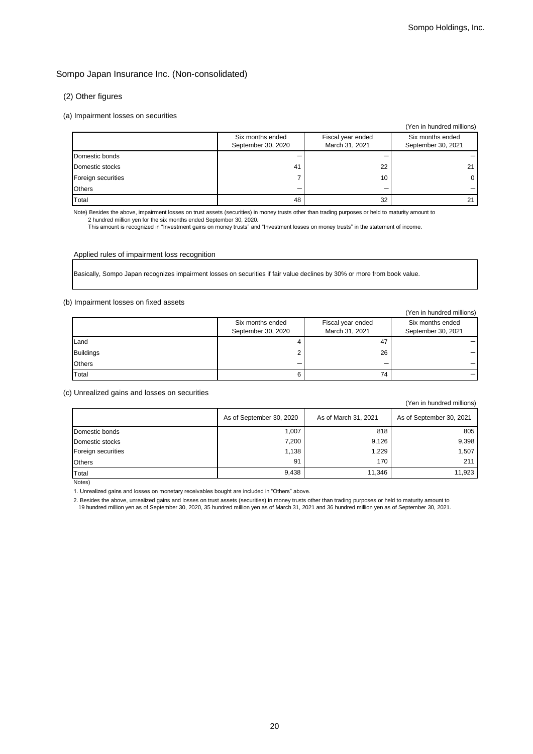## Sompo Japan Insurance Inc. (Non-consolidated)

### (2) Other figures

#### (a) Impairment losses on securities

(Yen in hundred millions)

| | Six months ended September 30, 2020 | Fiscal year ended March 31, 2021 | Six months ended September 30, 2021 |
|---|---|---|---|
| Domestic bonds | － | － | － |
| Domestic stocks | 41 | 22 | 21 |
| Foreign securities | 7 | 10 | 0 |
| Others | － | － | － |
| Total | 48 | 32 | 21 |

Note) Besides the above, impairment losses on trust assets (securities) in money trusts other than trading purposes or held to maturity amount to 2 hundred million yen for the six months ended September 30, 2020.
This amount is recognized in "Investment gains on money trusts" and "Investment losses on money trusts" in the statement of income.

Applied rules of impairment loss recognition

Basically, Sompo Japan recognizes impairment losses on securities if fair value declines by 30% or more from book value.

#### (b) Impairment losses on fixed assets

(Yen in hundred millions)

| | Six months ended September 30, 2020 | Fiscal year ended March 31, 2021 | Six months ended September 30, 2021 |
|---|---|---|---|
| Land | 4 | 47 | － |
| Buildings | 2 | 26 | － |
| Others | － | － | － |
| Total | 6 | 74 | － |

#### (c) Unrealized gains and losses on securities

(Yen in hundred millions)

| | As of September 30, 2020 | As of March 31, 2021 | As of September 30, 2021 |
|---|---|---|---|
| Domestic bonds | 1,007 | 818 | 805 |
| Domestic stocks | 7,200 | 9,126 | 9,398 |
| Foreign securities | 1,138 | 1,229 | 1,507 |
| Others | 91 | 170 | 211 |
| Total | 9,438 | 11,346 | 11,923 |

Notes)

1. Unrealized gains and losses on monetary receivables bought are included in "Others" above.

2. Besides the above, unrealized gains and losses on trust assets (securities) in money trusts other than trading purposes or held to maturity amount to 19 hundred million yen as of September 30, 2020, 35 hundred million yen as of March 31, 2021 and 36 hundred million yen as of September 30, 2021.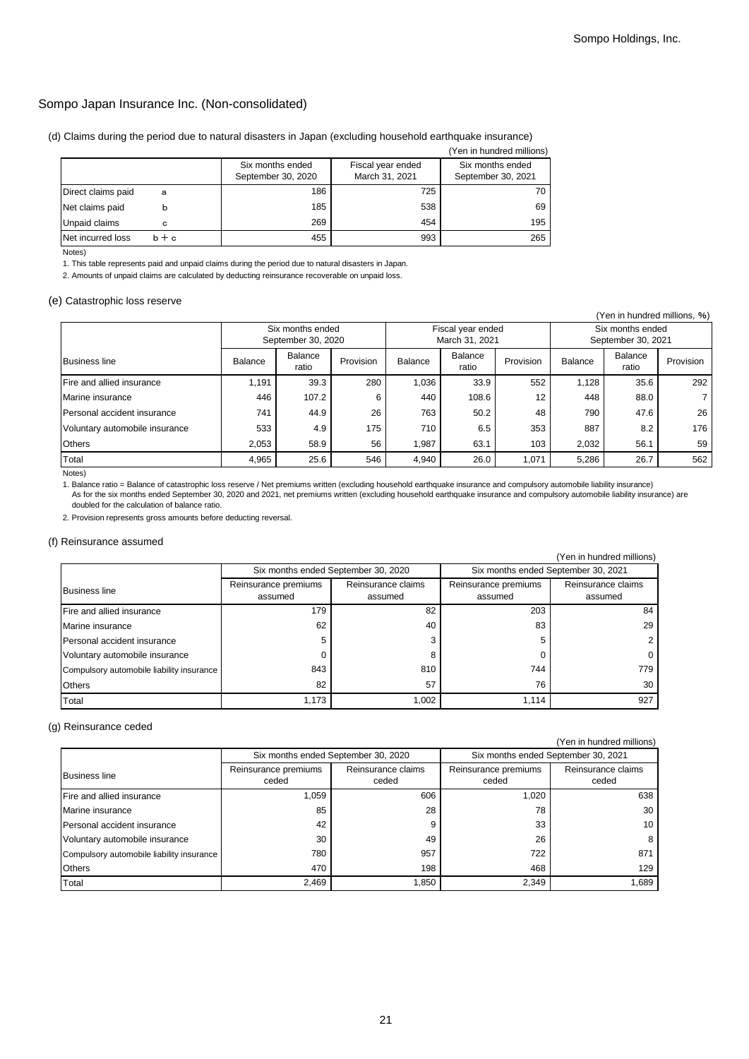## Sompo Japan Insurance Inc. (Non-consolidated)

(d) Claims during the period due to natural disasters in Japan (excluding household earthquake insurance)

(Yen in hundred millions)

| | | Six months ended September 30, 2020 | Fiscal year ended March 31, 2021 | Six months ended September 30, 2021 |
|---|---|---|---|---|
| Direct claims paid | a | 186 | 725 | 70 |
| Net claims paid | b | 185 | 538 | 69 |
| Unpaid claims | c | 269 | 454 | 195 |
| Net incurred loss | b + c | 455 | 993 | 265 |

Notes)

1. This table represents paid and unpaid claims during the period due to natural disasters in Japan.
2. Amounts of unpaid claims are calculated by deducting reinsurance recoverable on unpaid loss.

(e) Catastrophic loss reserve

(Yen in hundred millions, %)

| Business line | Six months ended September 30, 2020 | | | Fiscal year ended March 31, 2021 | | | Six months ended September 30, 2021 | | |
|---|---|---|---|---|---|---|---|---|---|
| | Balance | Balance ratio | Provision | Balance | Balance ratio | Provision | Balance | Balance ratio | Provision |
| Fire and allied insurance | 1,191 | 39.3 | 280 | 1,036 | 33.9 | 552 | 1,128 | 35.6 | 292 |
| Marine insurance | 446 | 107.2 | 6 | 440 | 108.6 | 12 | 448 | 88.0 | 7 |
| Personal accident insurance | 741 | 44.9 | 26 | 763 | 50.2 | 48 | 790 | 47.6 | 26 |
| Voluntary automobile insurance | 533 | 4.9 | 175 | 710 | 6.5 | 353 | 887 | 8.2 | 176 |
| Others | 2,053 | 58.9 | 56 | 1,987 | 63.1 | 103 | 2,032 | 56.1 | 59 |
| Total | 4,965 | 25.6 | 546 | 4,940 | 26.0 | 1,071 | 5,286 | 26.7 | 562 |

Notes)

1. Balance ratio = Balance of catastrophic loss reserve / Net premiums written (excluding household earthquake insurance and compulsory automobile liability insurance)
   As for the six months ended September 30, 2020 and 2021, net premiums written (excluding household earthquake insurance and compulsory automobile liability insurance) are doubled for the calculation of balance ratio.
2. Provision represents gross amounts before deducting reversal.

(f) Reinsurance assumed

(Yen in hundred millions)

| Business line | Six months ended September 30, 2020 | | Six months ended September 30, 2021 | |
|---|---|---|---|---|
| | Reinsurance premiums assumed | Reinsurance claims assumed | Reinsurance premiums assumed | Reinsurance claims assumed |
| Fire and allied insurance | 179 | 82 | 203 | 84 |
| Marine insurance | 62 | 40 | 83 | 29 |
| Personal accident insurance | 5 | 3 | 5 | 2 |
| Voluntary automobile insurance | 0 | 8 | 0 | 0 |
| Compulsory automobile liability insurance | 843 | 810 | 744 | 779 |
| Others | 82 | 57 | 76 | 30 |
| Total | 1,173 | 1,002 | 1,114 | 927 |

(g) Reinsurance ceded

(Yen in hundred millions)

| Business line | Six months ended September 30, 2020 | | Six months ended September 30, 2021 | |
|---|---|---|---|---|
| | Reinsurance premiums ceded | Reinsurance claims ceded | Reinsurance premiums ceded | Reinsurance claims ceded |
| Fire and allied insurance | 1,059 | 606 | 1,020 | 638 |
| Marine insurance | 85 | 28 | 78 | 30 |
| Personal accident insurance | 42 | 9 | 33 | 10 |
| Voluntary automobile insurance | 30 | 49 | 26 | 8 |
| Compulsory automobile liability insurance | 780 | 957 | 722 | 871 |
| Others | 470 | 198 | 468 | 129 |
| Total | 2,469 | 1,850 | 2,349 | 1,689 |